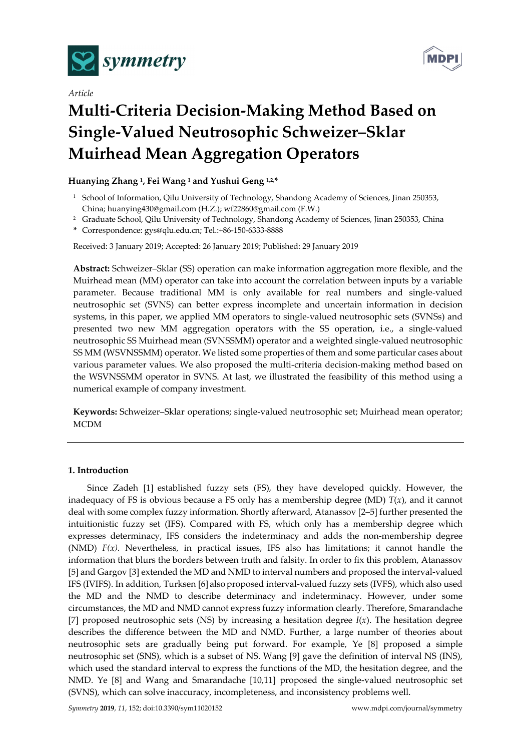Article

# Multi-Criteria Decision-Making Method Based on Single-Valued Neutrosophic Schweizer–Sklar Muirhead Mean Aggregation Operators

**Huanying Zhang [1], Fei Wang [1] and Yushui Geng [1,2,*]**

[1] School of Information, Qilu University of Technology, Shandong Academy of Sciences, Jinan 250353, China; huanying430@gmail.com (H.Z.); wf22860@gmail.com (F.W.)

[2] Graduate School, Qilu University of Technology, Shandong Academy of Sciences, Jinan 250353, China

\* Correspondence: gys@qlu.edu.cn; Tel.:+86-150-6333-8888

Received: 3 January 2019; Accepted: 26 January 2019; Published: 29 January 2019

**Abstract:** Schweizer–Sklar (SS) operation can make information aggregation more flexible, and the Muirhead mean (MM) operator can take into account the correlation between inputs by a variable parameter. Because traditional MM is only available for real numbers and single-valued neutrosophic set (SVNS) can better express incomplete and uncertain information in decision systems, in this paper, we applied MM operators to single-valued neutrosophic sets (SVNSs) and presented two new MM aggregation operators with the SS operation, i.e., a single-valued neutrosophic SS Muirhead mean (SVNSSMM) operator and a weighted single-valued neutrosophic SS MM (WSVNSSMM) operator. We listed some properties of them and some particular cases about various parameter values. We also proposed the multi-criteria decision-making method based on the WSVNSSMM operator in SVNS. At last, we illustrated the feasibility of this method using a numerical example of company investment.

**Keywords:** Schweizer–Sklar operations; single-valued neutrosophic set; Muirhead mean operator; MCDM

## 1. Introduction

Since Zadeh [1] established fuzzy sets (FS), they have developed quickly. However, the inadequacy of FS is obvious because a FS only has a membership degree (MD) $T(x)$, and it cannot deal with some complex fuzzy information. Shortly afterward, Atanassov [2–5] further presented the intuitionistic fuzzy set (IFS). Compared with FS, which only has a membership degree which expresses determinacy, IFS considers the indeterminacy and adds the non-membership degree (NMD) $F(x)$. Nevertheless, in practical issues, IFS also has limitations; it cannot handle the information that blurs the borders between truth and falsity. In order to fix this problem, Atanassov [5] and Gargov [3] extended the MD and NMD to interval numbers and proposed the interval-valued IFS (IVIFS). In addition, Turksen [6] also proposed interval-valued fuzzy sets (IVFS), which also used the MD and the NMD to describe determinacy and indeterminacy. However, under some circumstances, the MD and NMD cannot express fuzzy information clearly. Therefore, Smarandache [7] proposed neutrosophic sets (NS) by increasing a hesitation degree $I(x)$. The hesitation degree describes the difference between the MD and NMD. Further, a large number of theories about neutrosophic sets are gradually being put forward. For example, Ye [8] proposed a simple neutrosophic set (SNS), which is a subset of NS. Wang [9] gave the definition of interval NS (INS), which used the standard interval to express the functions of the MD, the hesitation degree, and the NMD. Ye [8] and Wang and Smarandache [10,11] proposed the single-valued neutrosophic set (SVNS), which can solve inaccuracy, incompleteness, and inconsistency problems well.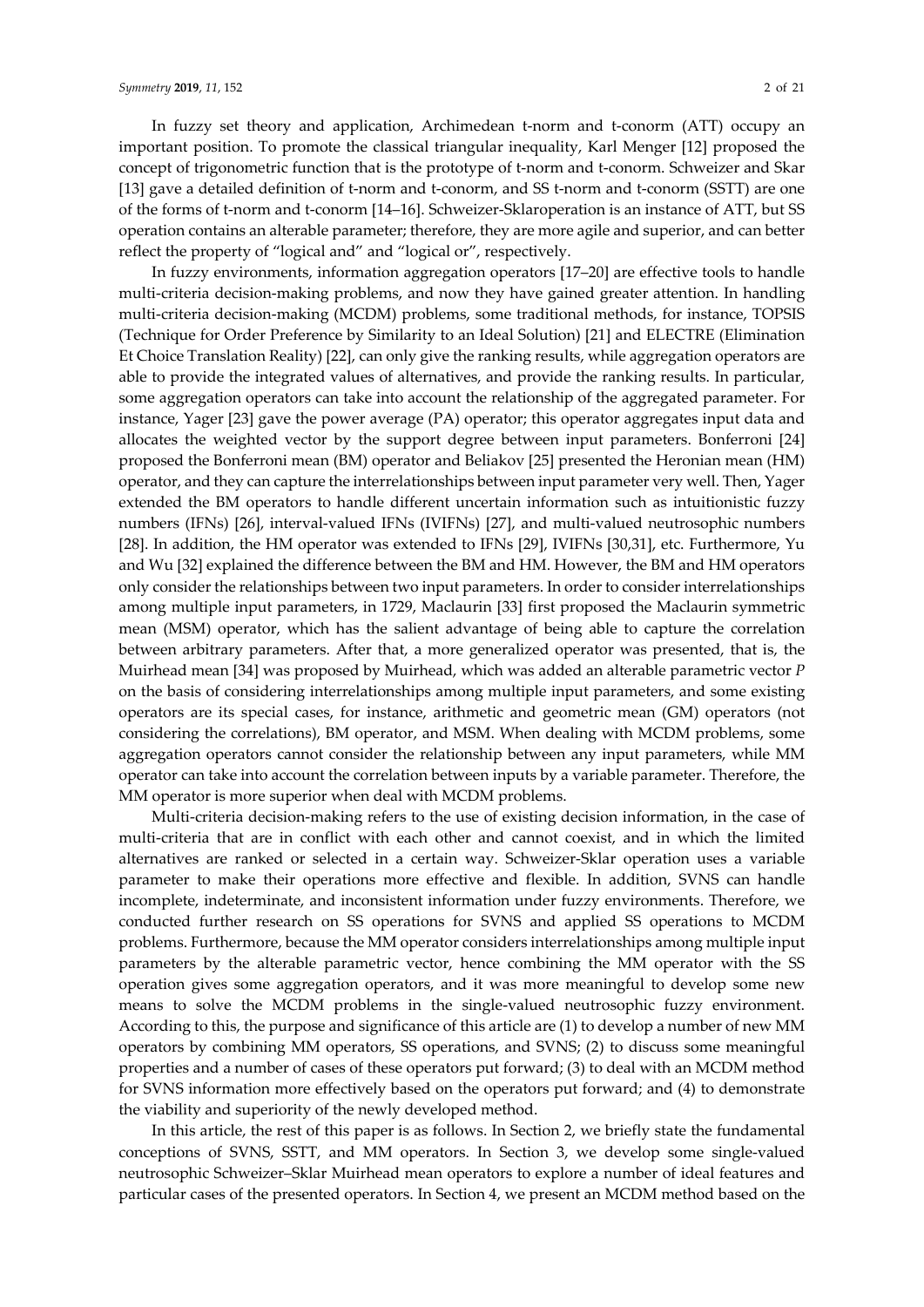In fuzzy set theory and application, Archimedean t-norm and t-conorm (ATT) occupy an important position. To promote the classical triangular inequality, Karl Menger [12] proposed the concept of trigonometric function that is the prototype of t-norm and t-conorm. Schweizer and Skar [13] gave a detailed definition of t-norm and t-conorm, and SS t-norm and t-conorm (SSTT) are one of the forms of t-norm and t-conorm [14–16]. Schweizer-Sklaroperation is an instance of ATT, but SS operation contains an alterable parameter; therefore, they are more agile and superior, and can better reflect the property of "logical and" and "logical or", respectively.

In fuzzy environments, information aggregation operators [17–20] are effective tools to handle multi-criteria decision-making problems, and now they have gained greater attention. In handling multi-criteria decision-making (MCDM) problems, some traditional methods, for instance, TOPSIS (Technique for Order Preference by Similarity to an Ideal Solution) [21] and ELECTRE (Elimination Et Choice Translation Reality) [22], can only give the ranking results, while aggregation operators are able to provide the integrated values of alternatives, and provide the ranking results. In particular, some aggregation operators can take into account the relationship of the aggregated parameter. For instance, Yager [23] gave the power average (PA) operator; this operator aggregates input data and allocates the weighted vector by the support degree between input parameters. Bonferroni [24] proposed the Bonferroni mean (BM) operator and Beliakov [25] presented the Heronian mean (HM) operator, and they can capture the interrelationships between input parameter very well. Then, Yager extended the BM operators to handle different uncertain information such as intuitionistic fuzzy numbers (IFNs) [26], interval-valued IFNs (IVIFNs) [27], and multi-valued neutrosophic numbers [28]. In addition, the HM operator was extended to IFNs [29], IVIFNs [30,31], etc. Furthermore, Yu and Wu [32] explained the difference between the BM and HM. However, the BM and HM operators only consider the relationships between two input parameters. In order to consider interrelationships among multiple input parameters, in 1729, Maclaurin [33] first proposed the Maclaurin symmetric mean (MSM) operator, which has the salient advantage of being able to capture the correlation between arbitrary parameters. After that, a more generalized operator was presented, that is, the Muirhead mean [34] was proposed by Muirhead, which was added an alterable parametric vector $P$ on the basis of considering interrelationships among multiple input parameters, and some existing operators are its special cases, for instance, arithmetic and geometric mean (GM) operators (not considering the correlations), BM operator, and MSM. When dealing with MCDM problems, some aggregation operators cannot consider the relationship between any input parameters, while MM operator can take into account the correlation between inputs by a variable parameter. Therefore, the MM operator is more superior when deal with MCDM problems.

Multi-criteria decision-making refers to the use of existing decision information, in the case of multi-criteria that are in conflict with each other and cannot coexist, and in which the limited alternatives are ranked or selected in a certain way. Schweizer-Sklar operation uses a variable parameter to make their operations more effective and flexible. In addition, SVNS can handle incomplete, indeterminate, and inconsistent information under fuzzy environments. Therefore, we conducted further research on SS operations for SVNS and applied SS operations to MCDM problems. Furthermore, because the MM operator considers interrelationships among multiple input parameters by the alterable parametric vector, hence combining the MM operator with the SS operation gives some aggregation operators, and it was more meaningful to develop some new means to solve the MCDM problems in the single-valued neutrosophic fuzzy environment. According to this, the purpose and significance of this article are (1) to develop a number of new MM operators by combining MM operators, SS operations, and SVNS; (2) to discuss some meaningful properties and a number of cases of these operators put forward; (3) to deal with an MCDM method for SVNS information more effectively based on the operators put forward; and (4) to demonstrate the viability and superiority of the newly developed method.

In this article, the rest of this paper is as follows. In Section 2, we briefly state the fundamental conceptions of SVNS, SSTT, and MM operators. In Section 3, we develop some single-valued neutrosophic Schweizer–Sklar Muirhead mean operators to explore a number of ideal features and particular cases of the presented operators. In Section 4, we present an MCDM method based on the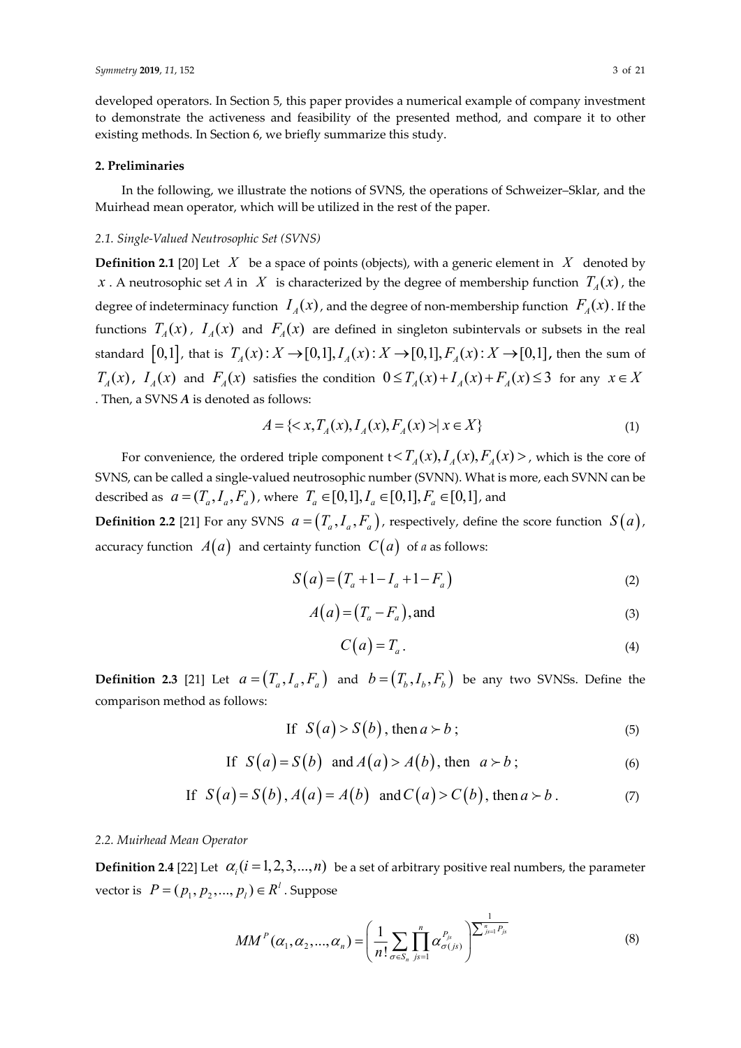developed operators. In Section 5, this paper provides a numerical example of company investment to demonstrate the activeness and feasibility of the presented method, and compare it to other existing methods. In Section 6, we briefly summarize this study.

## 2. Preliminaries

In the following, we illustrate the notions of SVNS, the operations of Schweizer–Sklar, and the Muirhead mean operator, which will be utilized in the rest of the paper.

### 2.1. Single-Valued Neutrosophic Set (SVNS)

**Definition 2.1** [20] Let $X$ be a space of points (objects), with a generic element in $X$ denoted by $x$. A neutrosophic set *A* in $X$ is characterized by the degree of membership function $T_A(x)$, the degree of indeterminacy function $I_A(x)$, and the degree of non-membership function $F_A(x)$. If the functions $T_A(x)$, $I_A(x)$ and $F_A(x)$ are defined in singleton subintervals or subsets in the real standard $[0,1]$, that is $T_A(x): X \to [0,1], I_A(x): X \to [0,1], F_A(x): X \to [0,1]$, then the sum of $T_A(x)$, $I_A(x)$ and $F_A(x)$ satisfies the condition $0 \le T_A(x) + I_A(x) + F_A(x) \le 3$ for any $x \in X$. Then, a SVNS ***A*** is denoted as follows:

$$A = \{< x, T_A(x), I_A(x), F_A(x) > | x \in X\} \tag{1}$$

For convenience, the ordered triple component t$< T_A(x), I_A(x), F_A(x) >$, which is the core of SVNS, can be called a single-valued neutrosophic number (SVNN). What is more, each SVNN can be described as $a = (T_a, I_a, F_a)$, where $T_a \in [0,1], I_a \in [0,1], F_a \in [0,1]$, and

**Definition 2.2** [21] For any SVNS $a = (T_a, I_a, F_a)$, respectively, define the score function $S(a)$, accuracy function $A(a)$ and certainty function $C(a)$ of *a* as follows:

$$S(a) = (T_a + 1 - I_a + 1 - F_a) \tag{2}$$

$$A(a) = (T_a - F_a), \text{and} \tag{3}$$

$$C(a) = T_a. \tag{4}$$

**Definition 2.3** [21] Let $a = (T_a, I_a, F_a)$ and $b = (T_b, I_b, F_b)$ be any two SVNSs. Define the comparison method as follows:

$$\text{If } S(a) > S(b), \text{ then } a \succ b; \tag{5}$$

$$\text{If } S(a) = S(b) \text{ and } A(a) > A(b), \text{ then } a \succ b; \tag{6}$$

$$\text{If } S(a) = S(b), A(a) = A(b) \text{ and } C(a) > C(b), \text{ then } a \succ b. \tag{7}$$

### 2.2. Muirhead Mean Operator

**Definition 2.4** [22] Let $\alpha_i (i = 1, 2, 3, ..., n)$ be a set of arbitrary positive real numbers, the parameter vector is $P = (p_1, p_2, ..., p_l) \in R^l$. Suppose

$$MM^P(\alpha_1, \alpha_2, ..., \alpha_n) = \left( \frac{1}{n!} \sum_{\sigma \in S_n} \prod_{js=1}^{n} \alpha_{\sigma(js)}^{P_{js}} \right)^{\frac{1}{\sum_{js=1}^{n} P_{js}}} \tag{8}$$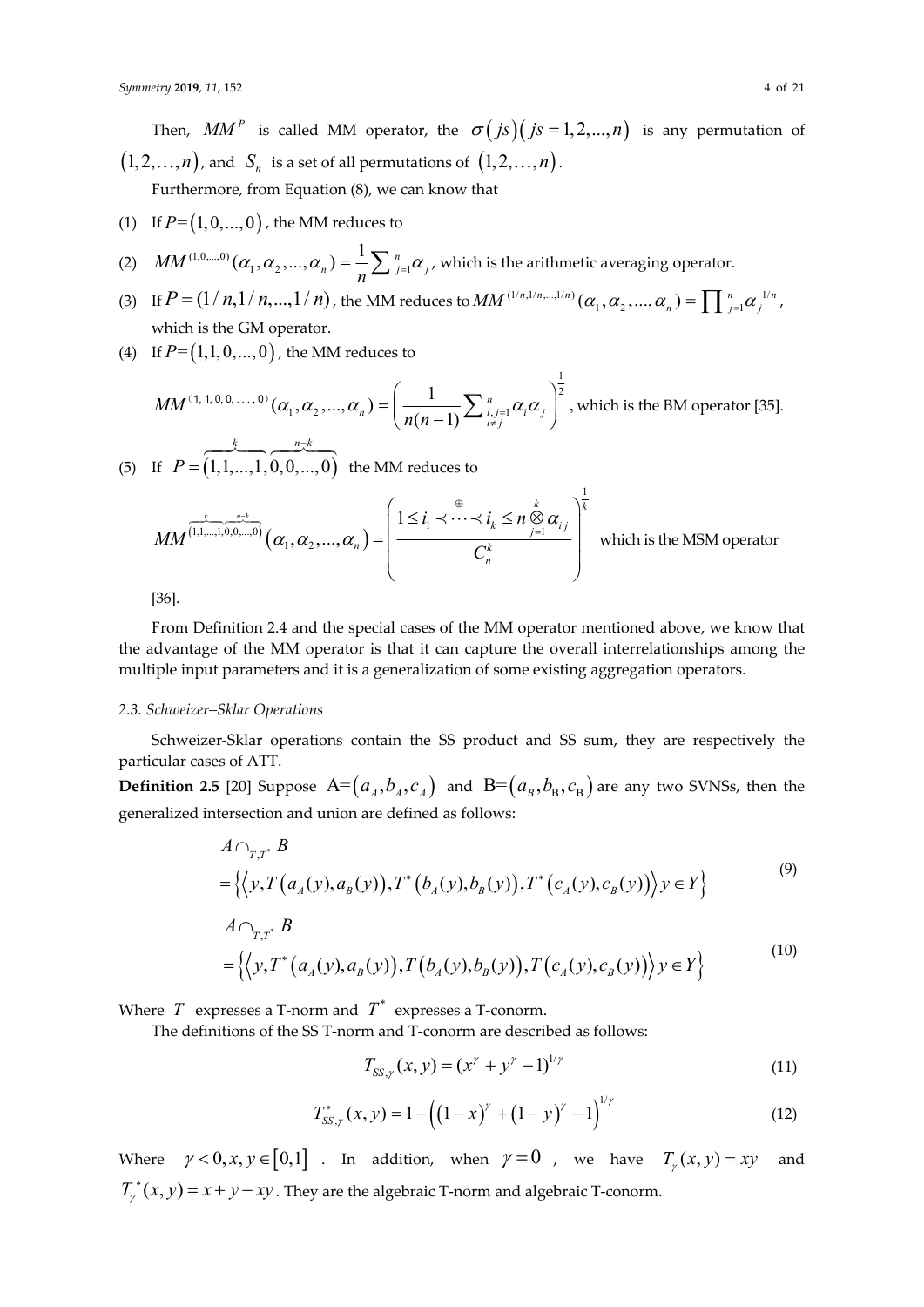Then, $MM^P$ is called MM operator, the $\sigma(js)(js = 1,2,...,n)$ is any permutation of $(1,2,\ldots,n)$, and $S_n$ is a set of all permutations of $(1,2,\ldots,n)$.

Furthermore, from Equation (8), we can know that

(1) If $P = (1,0,...,0)$, the MM reduces to

(2) $MM^{(1,0,...,0)}(\alpha_1,\alpha_2,...,\alpha_n) = \frac{1}{n}\sum_{j=1}^{n}\alpha_j$, which is the arithmetic averaging operator.

(3) If $P = (1/n,1/n,...,1/n)$, the MM reduces to $MM^{(1/n,1/n,...,1/n)}(\alpha_1,\alpha_2,...,\alpha_n) = \prod_{j=1}^{n}\alpha_j^{1/n}$, which is the GM operator.

(4) If $P = (1,1,0,...,0)$, the MM reduces to

$$MM^{(1,1,0,0,...,0)}(\alpha_1,\alpha_2,...,\alpha_n) = \left(\frac{1}{n(n-1)}\sum_{\substack{i,j=1 \\ i\neq j}}^{n}\alpha_i\alpha_j\right)^{\frac{1}{2}}$$, which is the BM operator [35].

(5) If $P = (\overbrace{1,1,...,1}^{k},\overbrace{0,0,...,0}^{n-k})$ the MM reduces to

$$MM^{(\overbrace{1,1,...,1}^{k},\overbrace{0,0,...,0}^{n-k})}(\alpha_1,\alpha_2,...,\alpha_n) = \left(\frac{\bigoplus_{1\leq i_1 \prec \cdots \prec i_k \leq n} \bigotimes_{j=1}^{k}\alpha_{i_j}}{C_n^k}\right)^{\frac{1}{k}}$$ which is the MSM operator [36].

From Definition 2.4 and the special cases of the MM operator mentioned above, we know that the advantage of the MM operator is that it can capture the overall interrelationships among the multiple input parameters and it is a generalization of some existing aggregation operators.

### 2.3. Schweizer–Sklar Operations

Schweizer-Sklar operations contain the SS product and SS sum, they are respectively the particular cases of ATT.

**Definition 2.5** [20] Suppose $A = (a_A, b_A, c_A)$ and $B = (a_B, b_B, c_B)$ are any two SVNSs, then the generalized intersection and union are defined as follows:

$$\begin{aligned} &A \cap_{T,T^*} B \\ &= \left\{\left\langle y, T\left(a_A(y), a_B(y)\right), T^*\left(b_A(y), b_B(y)\right), T^*\left(c_A(y), c_B(y)\right)\right\rangle y \in Y\right\} \end{aligned} \tag{9}$$

$$\begin{aligned} &A \cap_{T,T^*} B \\ &= \left\{\left\langle y, T^*\left(a_A(y), a_B(y)\right), T\left(b_A(y), b_B(y)\right), T\left(c_A(y), c_B(y)\right)\right\rangle y \in Y\right\} \end{aligned} \tag{10}$$

Where $T$ expresses a T-norm and $T^*$ expresses a T-conorm.

The definitions of the SS T-norm and T-conorm are described as follows:

$$T_{SS,\gamma}(x,y) = (x^\gamma + y^\gamma - 1)^{1/\gamma} \tag{11}$$

$$T^*_{SS,\gamma}(x,y) = 1 - \left((1-x)^\gamma + (1-y)^\gamma - 1\right)^{1/\gamma} \tag{12}$$

Where $\gamma < 0, x, y \in [0,1]$. In addition, when $\gamma = 0$, we have $T_\gamma(x,y) = xy$ and $T^*_\gamma(x,y) = x + y - xy$. They are the algebraic T-norm and algebraic T-conorm.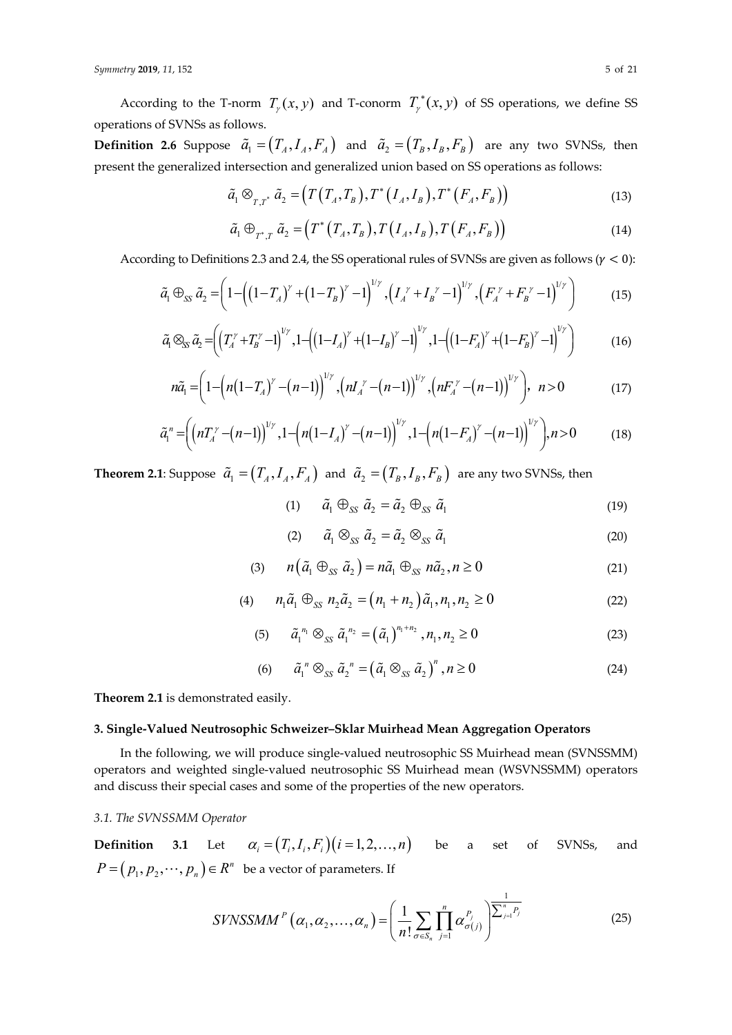According to the T-norm $T_\gamma(x, y)$ and T-conorm $T_\gamma^*(x, y)$ of SS operations, we define SS operations of SVNSs as follows.

**Definition 2.6** Suppose $\tilde{a}_1 = (T_A, I_A, F_A)$ and $\tilde{a}_2 = (T_B, I_B, F_B)$ are any two SVNSs, then present the generalized intersection and generalized union based on SS operations as follows:

$$\tilde{a}_1 \otimes_{T,T^*} \tilde{a}_2 = \left(T\left(T_A, T_B\right), T^*\left(I_A, I_B\right), T^*\left(F_A, F_B\right)\right) \tag{13}$$

$$\tilde{a}_1 \oplus_{T^*,T} \tilde{a}_2 = \left(T^*\left(T_A, T_B\right), T\left(I_A, I_B\right), T\left(F_A, F_B\right)\right) \tag{14}$$

According to Definitions 2.3 and 2.4, the SS operational rules of SVNSs are given as follows ($\gamma < 0$):

$$\tilde{a}_1 \oplus_{SS} \tilde{a}_2 = \left(1 - \left(\left(1-T_A\right)^\gamma + \left(1-T_B\right)^\gamma - 1\right)^{1/\gamma}, \left(I_A^{\ \gamma} + I_B^{\ \gamma} - 1\right)^{1/\gamma}, \left(F_A^{\ \gamma} + F_B^{\ \gamma} - 1\right)^{1/\gamma}\right) \tag{15}$$

$$\tilde{a}_1 \otimes_{SS} \tilde{a}_2 = \left(\left(T_A^\gamma + T_B^\gamma - 1\right)^{1/\gamma}, 1 - \left(\left(1-I_A\right)^\gamma + \left(1-I_B\right)^\gamma - 1\right)^{1/\gamma}, 1 - \left(\left(1-F_A\right)^\gamma + \left(1-F_B\right)^\gamma - 1\right)^{1/\gamma}\right) \tag{16}$$

$$n\tilde{a}_1 = \left(1 - \left(n\left(1-T_A\right)^\gamma - \left(n-1\right)\right)^{1/\gamma}, \left(nI_A^{\ \gamma} - \left(n-1\right)\right)^{1/\gamma}, \left(nF_A^{\ \gamma} - \left(n-1\right)\right)^{1/\gamma}\right),\ n > 0 \tag{17}$$

$$\tilde{a}_1^{\ n} = \left(\left(nT_A^\gamma - \left(n-1\right)\right)^{1/\gamma}, 1 - \left(n\left(1-I_A\right)^\gamma - \left(n-1\right)\right)^{1/\gamma}, 1 - \left(n\left(1-F_A\right)^\gamma - \left(n-1\right)\right)^{1/\gamma}\right), n > 0 \tag{18}$$

**Theorem 2.1**: Suppose $\tilde{a}_1 = (T_A, I_A, F_A)$ and $\tilde{a}_2 = (T_B, I_B, F_B)$ are any two SVNSs, then

$$(1) \quad \tilde{a}_1 \oplus_{SS} \tilde{a}_2 = \tilde{a}_2 \oplus_{SS} \tilde{a}_1 \tag{19}$$

$$(2) \quad \tilde{a}_1 \otimes_{SS} \tilde{a}_2 = \tilde{a}_2 \otimes_{SS} \tilde{a}_1 \tag{20}$$

$$(3) \quad n\left(\tilde{a}_1 \oplus_{SS} \tilde{a}_2\right) = n\tilde{a}_1 \oplus_{SS} n\tilde{a}_2, n \geq 0 \tag{21}$$

$$(4) \quad n_1\tilde{a}_1 \oplus_{SS} n_2\tilde{a}_2 = \left(n_1 + n_2\right)\tilde{a}_1, n_1, n_2 \geq 0 \tag{22}$$

$$(5) \quad \tilde{a}_1^{\ n_1} \otimes_{SS} \tilde{a}_1^{\ n_2} = \left(\tilde{a}_1\right)^{n_1 + n_2}, n_1, n_2 \geq 0 \tag{23}$$

$$(6) \quad \tilde{a}_1^{\ n} \otimes_{SS} \tilde{a}_2^{\ n} = \left(\tilde{a}_1 \otimes_{SS} \tilde{a}_2\right)^n, n \geq 0 \tag{24}$$

**Theorem 2.1** is demonstrated easily.

## 3. Single-Valued Neutrosophic Schweizer–Sklar Muirhead Mean Aggregation Operators

In the following, we will produce single-valued neutrosophic SS Muirhead mean (SVNSSMM) operators and weighted single-valued neutrosophic SS Muirhead mean (WSVNSSMM) operators and discuss their special cases and some of the properties of the new operators.

### 3.1. The SVNSSMM Operator

**Definition 3.1** Let $\alpha_i = (T_i, I_i, F_i)\,(i = 1, 2, \ldots, n)$ be a set of SVNSs, and $P = (p_1, p_2, \cdots, p_n) \in R^n$ be a vector of parameters. If

$$SVNSSMM^P\left(\alpha_1, \alpha_2, \ldots, \alpha_n\right) = \left(\frac{1}{n!}\sum_{\sigma \in S_n}\prod_{j=1}^{n}\alpha_{\sigma(j)}^{P_j}\right)^{\frac{1}{\sum_{j=1}^{n} P_j}} \tag{25}$$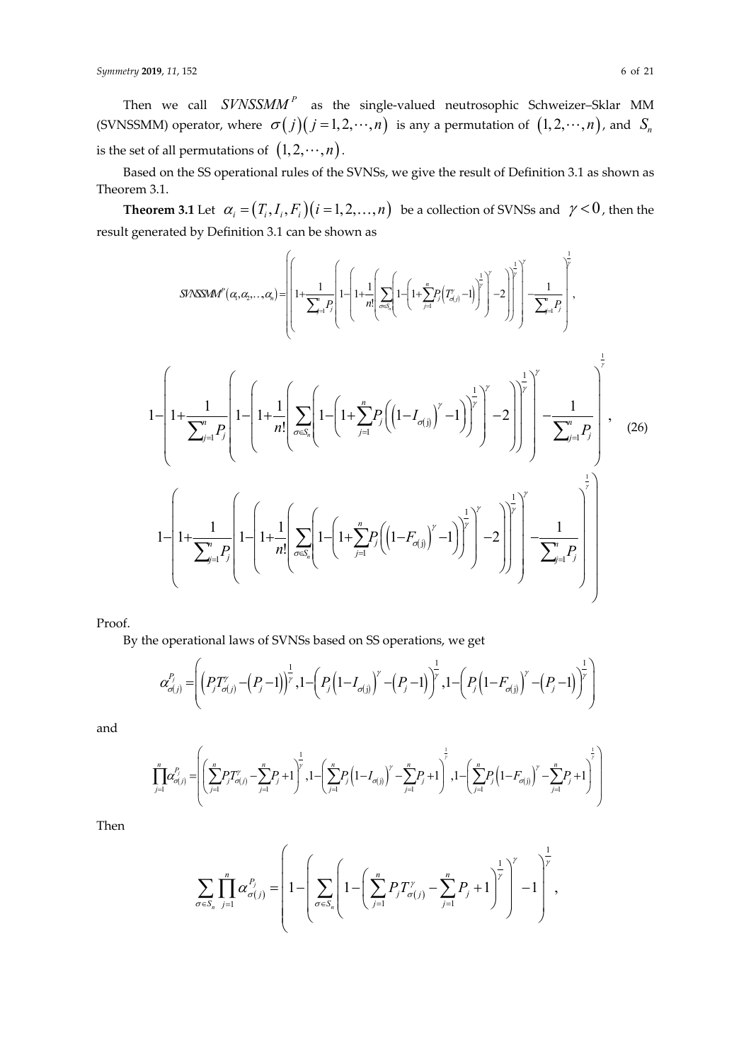Then we call $SVNSSMM^{P}$ as the single-valued neutrosophic Schweizer–Sklar MM (SVNSSMM) operator, where $\sigma(j)(j=1,2,\cdots,n)$ is any a permutation of $(1,2,\cdots,n)$, and $S_n$ is the set of all permutations of $(1,2,\cdots,n)$.

Based on the SS operational rules of the SVNSs, we give the result of Definition 3.1 as shown as Theorem 3.1.

**Theorem 3.1** Let $\alpha_i=(T_i,I_i,F_i)(i=1,2,\ldots,n)$ be a collection of SVNSs and $\gamma<0$, then the result generated by Definition 3.1 can be shown as

$$SVNSSMM^{P}(\alpha_1,\alpha_2,\ldots,\alpha_n)=\left(\left(1+\frac{1}{\sum_{j=1}^{n}P_j}\left(1-\left(1+\frac{1}{n!}\left(\sum_{\sigma\in S_n}\left(1-\left(1+\sum_{j=1}^{n}P_j\left(T_{\sigma(j)}^{\gamma}-1\right)\right)^{\frac{1}{\gamma}}\right)^{\gamma}-2\right)\right)^{\frac{1}{\gamma}}\right)^{\gamma}-\frac{1}{\sum_{j=1}^{n}P_j}\right)^{\frac{1}{\gamma}},\right.$$

$$1-\left(1+\frac{1}{\sum_{j=1}^{n}P_j}\left(1-\left(1+\frac{1}{n!}\left(\sum_{\sigma\in S_n}\left(1-\left(1+\sum_{j=1}^{n}P_j\left(\left(1-I_{\sigma(j)}\right)^{\gamma}-1\right)\right)^{\frac{1}{\gamma}}\right)^{\gamma}-2\right)\right)^{\frac{1}{\gamma}}\right)^{\gamma}-\frac{1}{\sum_{j=1}^{n}P_j}\right)^{\frac{1}{\gamma}}, \tag{26}$$

$$\left.1-\left(1+\frac{1}{\sum_{j=1}^{n}P_j}\left(1-\left(1+\frac{1}{n!}\left(\sum_{\sigma\in S_n}\left(1-\left(1+\sum_{j=1}^{n}P_j\left(\left(1-F_{\sigma(j)}\right)^{\gamma}-1\right)\right)^{\frac{1}{\gamma}}\right)^{\gamma}-2\right)\right)^{\frac{1}{\gamma}}\right)^{\gamma}-\frac{1}{\sum_{j=1}^{n}P_j}\right)^{\frac{1}{\gamma}}\right)$$

Proof.

By the operational laws of SVNSs based on SS operations, we get

$$\alpha_{\sigma(j)}^{P_j}=\left(\left(P_jT_{\sigma(j)}^{\gamma}-\left(P_j-1\right)\right)^{\frac{1}{\gamma}},1-\left(P_j\left(1-I_{\sigma(j)}\right)^{\gamma}-\left(P_j-1\right)\right)^{\frac{1}{\gamma}},1-\left(P_j\left(1-F_{\sigma(j)}\right)^{\gamma}-\left(P_j-1\right)\right)^{\frac{1}{\gamma}}\right)$$

and

$$\prod_{j=1}^{n}\alpha_{\sigma(j)}^{P_j}=\left(\left(\sum_{j=1}^{n}P_jT_{\sigma(j)}^{\gamma}-\sum_{j=1}^{n}P_j+1\right)^{\frac{1}{\gamma}},1-\left(\sum_{j=1}^{n}P_j\left(1-I_{\sigma(j)}\right)^{\gamma}-\sum_{j=1}^{n}P_j+1\right)^{\frac{1}{\gamma}},1-\left(\sum_{j=1}^{n}P_j\left(1-F_{\sigma(j)}\right)^{\gamma}-\sum_{j=1}^{n}P_j+1\right)^{\frac{1}{\gamma}}\right)$$

Then

$$\sum_{\sigma\in S_n}\prod_{j=1}^{n}\alpha_{\sigma(j)}^{P_j}=\left(1-\left(\sum_{\sigma\in S_n}\left(1-\left(\sum_{j=1}^{n}P_jT_{\sigma(j)}^{\gamma}-\sum_{j=1}^{n}P_j+1\right)^{\frac{1}{\gamma}}\right)^{\gamma}-1\right)^{\frac{1}{\gamma}},\right.$$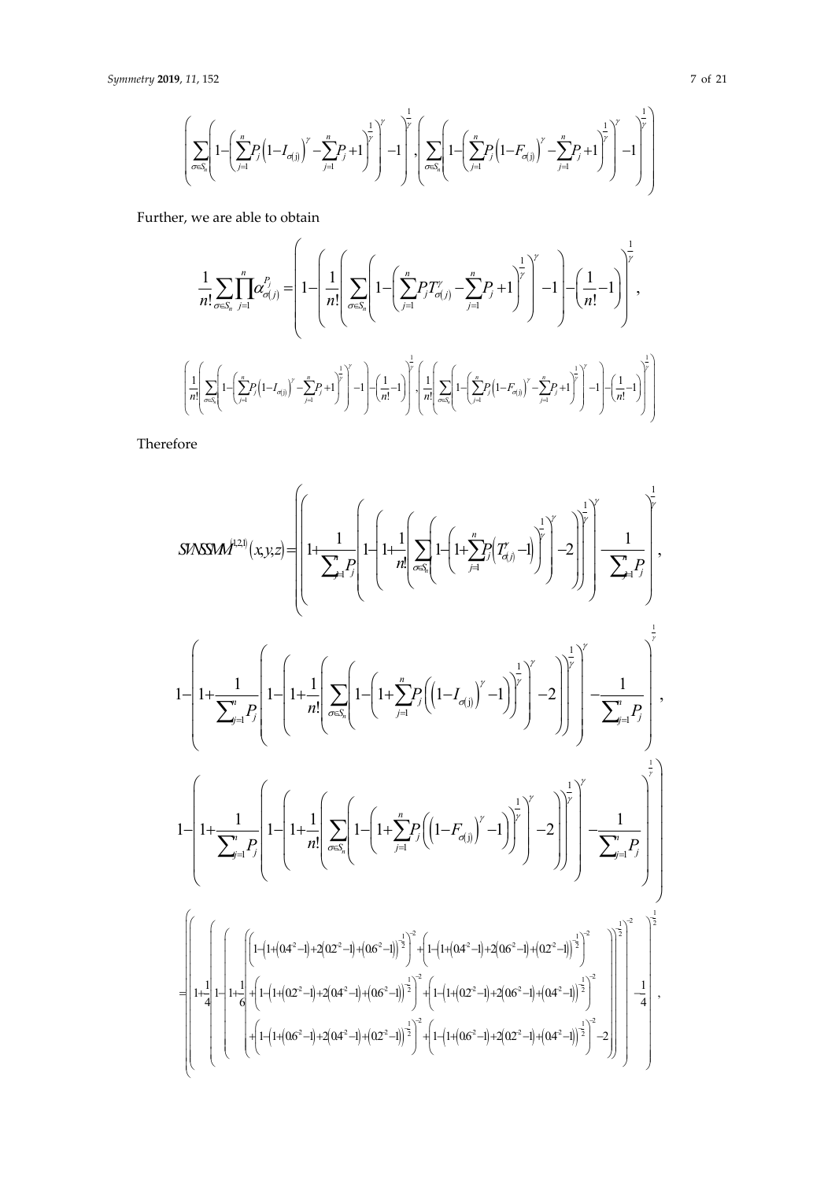$$\left(\sum_{\sigma\in S_n}\left(1-\left(\sum_{j=1}^{n}P_j\left(1-I_{\sigma(j)}\right)^{\gamma}-\sum_{j=1}^{n}P_j+1\right)^{\frac{1}{\gamma}}\right)^{\gamma}-1\right)^{\frac{1}{\gamma}},\left(\sum_{\sigma\in S_n}\left(1-\left(\sum_{j=1}^{n}P_j\left(1-F_{\sigma(j)}\right)^{\gamma}-\sum_{j=1}^{n}P_j+1\right)^{\frac{1}{\gamma}}\right)^{\gamma}-1\right)^{\frac{1}{\gamma}}\right)$$

Further, we are able to obtain

$$\frac{1}{n!}\sum_{\sigma\in S_n}\prod_{j=1}^{n}\alpha_{\sigma(j)}^{P_j}=\left(1-\left(\frac{1}{n!}\left(\sum_{\sigma\in S_n}\left(1-\left(\sum_{j=1}^{n}P_jT_{\sigma(j)}^{\gamma}-\sum_{j=1}^{n}P_j+1\right)^{\frac{1}{\gamma}}\right)^{\gamma}-1\right)-\left(\frac{1}{n!}-1\right)\right)^{\frac{1}{\gamma}},\right.$$

$$\left.\left(\frac{1}{n!}\left(\sum_{\sigma\in S_n}\left(1-\left(\sum_{j=1}^{n}P_j\left(1-I_{\sigma(j)}\right)^{\gamma}-\sum_{j=1}^{n}P_j+1\right)^{\frac{1}{\gamma}}\right)^{\gamma}-1\right)-\left(\frac{1}{n!}-1\right)\right)^{\frac{1}{\gamma}},\left(\frac{1}{n!}\left(\sum_{\sigma\in S_n}\left(1-\left(\sum_{j=1}^{n}P_j\left(1-F_{\sigma(j)}\right)^{\gamma}-\sum_{j=1}^{n}P_j+1\right)^{\frac{1}{\gamma}}\right)^{\gamma}-1\right)-\left(\frac{1}{n!}-1\right)\right)^{\frac{1}{\gamma}}\right)$$

Therefore

$$SVNSSMM^{(1,2,1)}(x,y,z)=\left(\left(1+\frac{1}{\sum_{j=1}^{n}P_j}\left(1-\left(1+\frac{1}{n!}\left(\sum_{\sigma\in S_n}\left(1-\left(1+\sum_{j=1}^{n}P_j\left(T_{\sigma(j)}^{\gamma}-1\right)\right)^{\frac{1}{\gamma}}\right)^{\gamma}-2\right)\right)^{\frac{1}{\gamma}}\right)^{\gamma}-\frac{1}{\sum_{j=1}^{n}P_j}\right)^{\frac{1}{\gamma}},\right.$$

$$1-\left(1+\frac{1}{\sum_{j=1}^{n}P_j}\left(1-\left(1+\frac{1}{n!}\left(\sum_{\sigma\in S_n}\left(1-\left(1+\sum_{j=1}^{n}P_j\left(\left(1-I_{\sigma(j)}\right)^{\gamma}-1\right)\right)^{\frac{1}{\gamma}}\right)^{\gamma}-2\right)\right)^{\frac{1}{\gamma}}\right)^{\gamma}-\frac{1}{\sum_{j=1}^{n}P_j}\right)^{\frac{1}{\gamma}},$$

$$\left.1-\left(1+\frac{1}{\sum_{j=1}^{n}P_j}\left(1-\left(1+\frac{1}{n!}\left(\sum_{\sigma\in S_n}\left(1-\left(1+\sum_{j=1}^{n}P_j\left(\left(1-F_{\sigma(j)}\right)^{\gamma}-1\right)\right)^{\frac{1}{\gamma}}\right)^{\gamma}-2\right)\right)^{\frac{1}{\gamma}}\right)^{\gamma}-\frac{1}{\sum_{j=1}^{n}P_j}\right)^{\frac{1}{\gamma}}\right)$$

$$=\left(\left(1+\frac{1}{4}\left(1-\left(1+\frac{1}{6}\left(\begin{array}{l}\left(1-\left(1+\left(0.4^{-2}-1\right)+2\left(0.2^{-2}-1\right)+\left(0.6^{-2}-1\right)\right)^{-\frac{1}{2}}\right)^{-2}+\left(1-\left(1+\left(0.4^{-2}-1\right)+2\left(0.6^{-2}-1\right)+\left(0.2^{-2}-1\right)\right)^{-\frac{1}{2}}\right)^{-2}\\+\left(1-\left(1+\left(0.2^{-2}-1\right)+2\left(0.4^{-2}-1\right)+\left(0.6^{-2}-1\right)\right)^{-\frac{1}{2}}\right)^{-2}+\left(1-\left(1+\left(0.2^{-2}-1\right)+2\left(0.6^{-2}-1\right)+\left(0.4^{-2}-1\right)\right)^{-\frac{1}{2}}\right)^{-2}\\+\left(1-\left(1+\left(0.6^{-2}-1\right)+2\left(0.4^{-2}-1\right)+\left(0.2^{-2}-1\right)\right)^{-\frac{1}{2}}\right)^{-2}+\left(1-\left(1+\left(0.6^{-2}-1\right)+2\left(0.2^{-2}-1\right)+\left(0.4^{-2}-1\right)\right)^{-\frac{1}{2}}\right)^{-2}-2\end{array}\right)\right)^{-\frac{1}{2}}\right)^{-2}-\frac{1}{4}\right)^{-\frac{1}{2}},\right.$$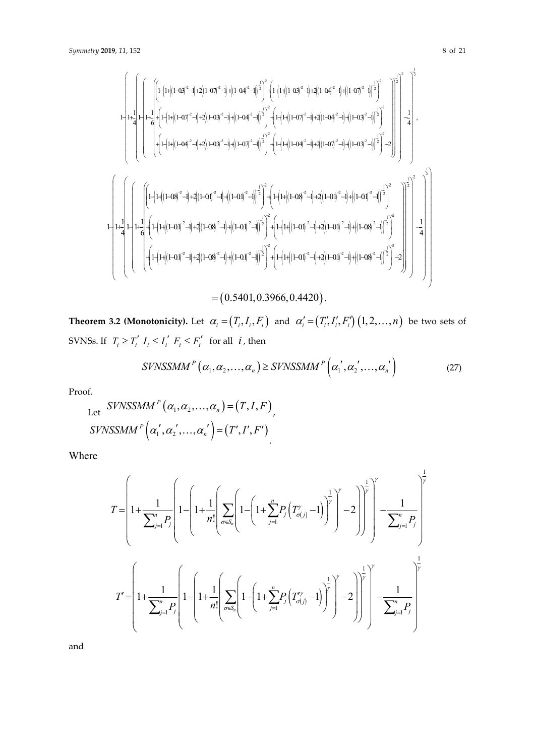$$
\left(1-\left(1+\frac{1}{4}\left(1-\left(1+\frac{1}{6}\left(\begin{array}{l}\left(1-\left(1+\left((1-0.3)^{-2}-1\right)+2\left((1-0.7)^{-2}-1\right)+\left((1-0.4)^{-2}-1\right)\right)^{\frac{1}{2}}\right)^{-2}+\left(1-\left(1+\left((1-0.3)^{-2}-1\right)+2\left((1-0.4)^{-2}-1\right)+\left((1-0.7)^{-2}-1\right)\right)^{\frac{1}{2}}\right)^{-2}\\+\left(1-\left(1+\left((1-0.7)^{-2}-1\right)+2\left((1-0.3)^{-2}-1\right)+\left((1-0.4)^{-2}-1\right)\right)^{\frac{1}{2}}\right)^{-2}+\left(1-\left(1+\left((1-0.7)^{-2}-1\right)+2\left((1-0.4)^{-2}-1\right)+\left((1-0.3)^{-2}-1\right)\right)^{\frac{1}{2}}\right)^{-2}\\+\left(1-\left(1+\left((1-0.4)^{-2}-1\right)+2\left((1-0.3)^{-2}-1\right)+\left((1-0.7)^{-2}-1\right)\right)^{\frac{1}{2}}\right)^{-2}+\left(1-\left(1+\left((1-0.4)^{-2}-1\right)+2\left((1-0.7)^{-2}-1\right)+\left((1-0.3)^{-2}-1\right)\right)^{\frac{1}{2}}\right)^{-2}-2\end{array}\right)\right)^{\frac{1}{2}}\right)^{-2}-\frac{1}{4}\right)^{\frac{1}{2}}\right),
$$

$$
\left(1-\left(1+\frac{1}{4}\left(1-\left(1+\frac{1}{6}\left(\begin{array}{l}\left(1-\left(1+\left((1-0.8)^{-2}-1\right)+2\left((1-0.1)^{-2}-1\right)+\left((1-0.1)^{-2}-1\right)\right)^{\frac{1}{2}}\right)^{-2}+\left(1-\left(1+\left((1-0.8)^{-2}-1\right)+2\left((1-0.1)^{-2}-1\right)+\left((1-0.1)^{-2}-1\right)\right)^{\frac{1}{2}}\right)^{-2}\\+\left(1-\left(1+\left((1-0.1)^{-2}-1\right)+2\left((1-0.8)^{-2}-1\right)+\left((1-0.1)^{-2}-1\right)\right)^{\frac{1}{2}}\right)^{-2}+\left(1-\left(1+\left((1-0.1)^{-2}-1\right)+2\left((1-0.1)^{-2}-1\right)+\left((1-0.8)^{-2}-1\right)\right)^{\frac{1}{2}}\right)^{-2}\\+\left(1-\left(1+\left((1-0.1)^{-2}-1\right)+2\left((1-0.8)^{-2}-1\right)+\left((1-0.1)^{-2}-1\right)\right)^{\frac{1}{2}}\right)^{-2}+\left(1-\left(1+\left((1-0.1)^{-2}-1\right)+2\left((1-0.1)^{-2}-1\right)+\left((1-0.8)^{-2}-1\right)\right)^{\frac{1}{2}}\right)^{-2}-2\end{array}\right)\right)^{\frac{1}{2}}\right)^{-2}-\frac{1}{4}\right)^{\frac{1}{2}}\right)
$$

$$
=(0.5401, 0.3966, 0.4420).
$$

**Theorem 3.2 (Monotonicity).** Let $\alpha_i = (T_i, I_i, F_i)$ and $\alpha_i' = (T_i', I_i', F_i')$ $(1, 2, \ldots, n)$ be two sets of SVNSs. If $T_i \geq T_i'$ $I_i \leq I_i'$ $F_i \leq F_i'$ for all $i$, then

$$
SVNSSMM^{P}(\alpha_1, \alpha_2, \ldots, \alpha_n) \geq SVNSSMM^{P}(\alpha_1', \alpha_2', \ldots, \alpha_n') \tag{27}
$$

Proof.

Let $SVNSSMM^{P}(\alpha_1, \alpha_2, \ldots, \alpha_n) = (T, I, F)$,

$SVNSSMM^{P}(\alpha_1', \alpha_2', \ldots, \alpha_n') = (T', I', F')$.

Where

$$
T = \left(1 + \frac{1}{\sum_{j=1}^{n} P_j}\left(1 - \left(1 + \frac{1}{n!}\left(\sum_{\sigma \in S_n}\left(1 - \left(1 + \sum_{j=1}^{n} P_j\left(T_{\sigma(j)}^{\gamma} - 1\right)\right)^{\frac{1}{\gamma}}\right)^{\gamma} - 2\right)\right)^{\frac{1}{\gamma}}\right)^{\gamma} - \frac{1}{\sum_{j=1}^{n} P_j}\right)^{\frac{1}{\gamma}}
$$

$$
T' = \left(1 + \frac{1}{\sum_{j=1}^{n} P_j}\left(1 - \left(1 + \frac{1}{n!}\left(\sum_{\sigma \in S_n}\left(1 - \left(1 + \sum_{j=1}^{n} P_j\left(T_{\sigma(j)}'^{\gamma} - 1\right)\right)^{\frac{1}{\gamma}}\right)^{\gamma} - 2\right)\right)^{\frac{1}{\gamma}}\right)^{\gamma} - \frac{1}{\sum_{j=1}^{n} P_j}\right)^{\frac{1}{\gamma}}
$$

and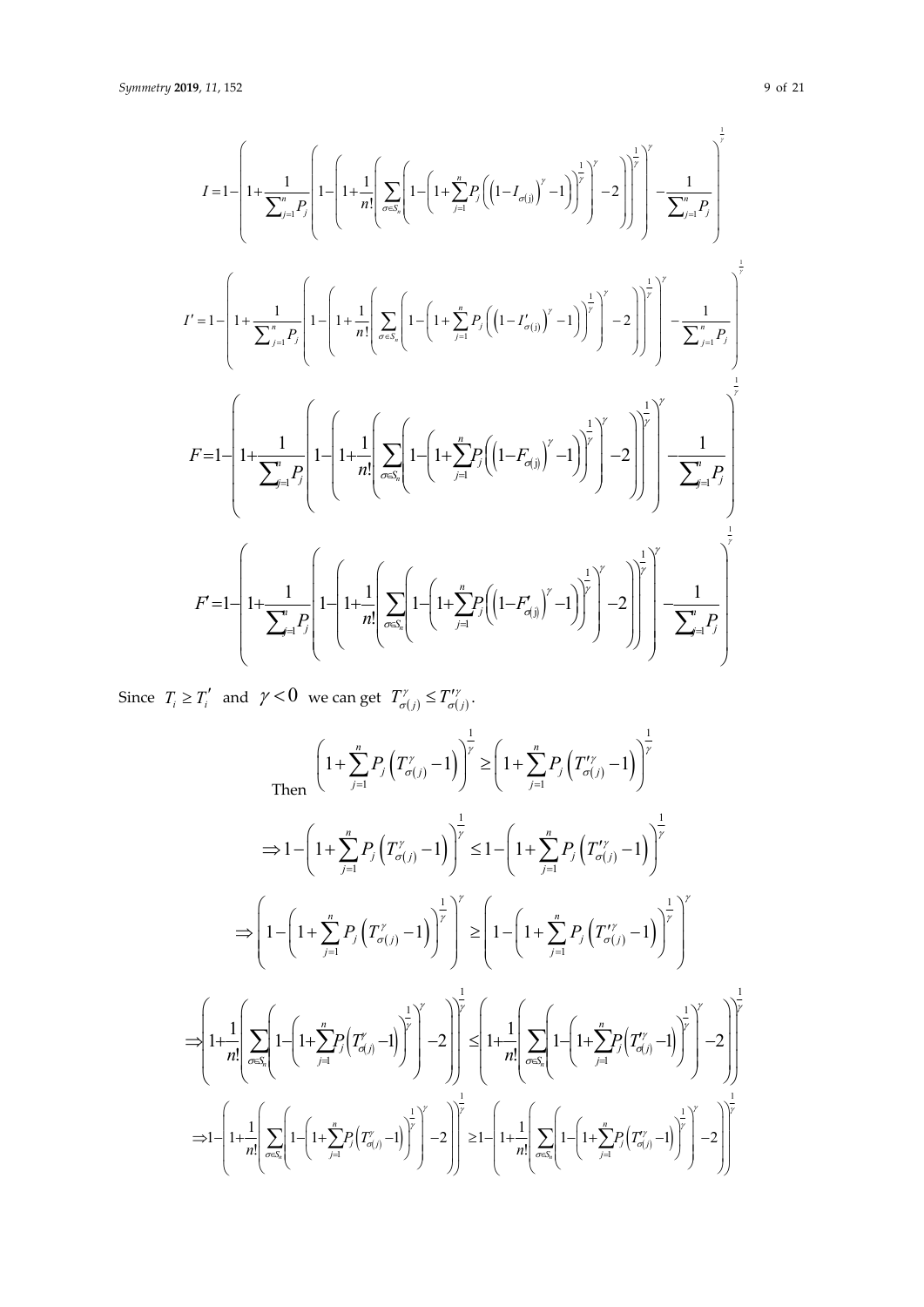$$I=1-\left(1+\frac{1}{\sum_{j=1}^{n}P_j}\left(1-\left(1+\frac{1}{n!}\left(\sum_{\sigma\in S_n}\left(1-\left(1+\sum_{j=1}^{n}P_j\left(\left(1-I_{\sigma(j)}\right)^{\gamma}-1\right)\right)^{\frac{1}{\gamma}}\right)^{\gamma}-2\right)\right)^{\frac{1}{\gamma}}\right)^{\gamma}-\frac{1}{\sum_{j=1}^{n}P_j}\right)^{\frac{1}{\gamma}}$$

$$I'=1-\left(1+\frac{1}{\sum_{j=1}^{n}P_j}\left(1-\left(1+\frac{1}{n!}\left(\sum_{\sigma\in S_n}\left(1-\left(1+\sum_{j=1}^{n}P_j\left(\left(1-I'_{\sigma(j)}\right)^{\gamma}-1\right)\right)^{\frac{1}{\gamma}}\right)^{\gamma}-2\right)\right)^{\frac{1}{\gamma}}\right)^{\gamma}-\frac{1}{\sum_{j=1}^{n}P_j}\right)^{\frac{1}{\gamma}}$$

$$F=1-\left(1+\frac{1}{\sum_{j=1}^{n}P_j}\left(1-\left(1+\frac{1}{n!}\left(\sum_{\sigma\in S_n}\left(1-\left(1+\sum_{j=1}^{n}P_j\left(\left(1-F_{\sigma(j)}\right)^{\gamma}-1\right)\right)^{\frac{1}{\gamma}}\right)^{\gamma}-2\right)\right)^{\frac{1}{\gamma}}\right)^{\gamma}-\frac{1}{\sum_{j=1}^{n}P_j}\right)^{\frac{1}{\gamma}}$$

$$F'=1-\left(1+\frac{1}{\sum_{j=1}^{n}P_j}\left(1-\left(1+\frac{1}{n!}\left(\sum_{\sigma\in S_n}\left(1-\left(1+\sum_{j=1}^{n}P_j\left(\left(1-F'_{\sigma(j)}\right)^{\gamma}-1\right)\right)^{\frac{1}{\gamma}}\right)^{\gamma}-2\right)\right)^{\frac{1}{\gamma}}\right)^{\gamma}-\frac{1}{\sum_{j=1}^{n}P_j}\right)^{\frac{1}{\gamma}}$$

Since $T_i \geq T_i'$ and $\gamma < 0$ we can get $T_{\sigma(j)}^{\gamma} \leq T_{\sigma(j)}'^{\gamma}$.

Then
$$\left(1+\sum_{j=1}^{n}P_j\left(T_{\sigma(j)}^{\gamma}-1\right)\right)^{\frac{1}{\gamma}} \geq \left(1+\sum_{j=1}^{n}P_j\left(T_{\sigma(j)}'^{\gamma}-1\right)\right)^{\frac{1}{\gamma}}$$

$$\Rightarrow 1-\left(1+\sum_{j=1}^{n}P_j\left(T_{\sigma(j)}^{\gamma}-1\right)\right)^{\frac{1}{\gamma}} \leq 1-\left(1+\sum_{j=1}^{n}P_j\left(T_{\sigma(j)}'^{\gamma}-1\right)\right)^{\frac{1}{\gamma}}$$

$$\Rightarrow \left(1-\left(1+\sum_{j=1}^{n}P_j\left(T_{\sigma(j)}^{\gamma}-1\right)\right)^{\frac{1}{\gamma}}\right)^{\gamma} \geq \left(1-\left(1+\sum_{j=1}^{n}P_j\left(T_{\sigma(j)}'^{\gamma}-1\right)\right)^{\frac{1}{\gamma}}\right)^{\gamma}$$

$$\Rightarrow \left(1+\frac{1}{n!}\left(\sum_{\sigma\in S_n}\left(1-\left(1+\sum_{j=1}^{n}P_j\left(T_{\sigma(j)}^{\gamma}-1\right)\right)^{\frac{1}{\gamma}}\right)^{\gamma}-2\right)\right)^{\frac{1}{\gamma}} \leq \left(1+\frac{1}{n!}\left(\sum_{\sigma\in S_n}\left(1-\left(1+\sum_{j=1}^{n}P_j\left(T_{\sigma(j)}'^{\gamma}-1\right)\right)^{\frac{1}{\gamma}}\right)^{\gamma}-2\right)\right)^{\frac{1}{\gamma}}$$

$$\Rightarrow 1-\left(1+\frac{1}{n!}\left(\sum_{\sigma\in S_n}\left(1-\left(1+\sum_{j=1}^{n}P_j\left(T_{\sigma(j)}^{\gamma}-1\right)\right)^{\frac{1}{\gamma}}\right)^{\gamma}-2\right)\right)^{\frac{1}{\gamma}} \geq 1-\left(1+\frac{1}{n!}\left(\sum_{\sigma\in S_n}\left(1-\left(1+\sum_{j=1}^{n}P_j\left(T_{\sigma(j)}'^{\gamma}-1\right)\right)^{\frac{1}{\gamma}}\right)^{\gamma}-2\right)\right)^{\frac{1}{\gamma}}$$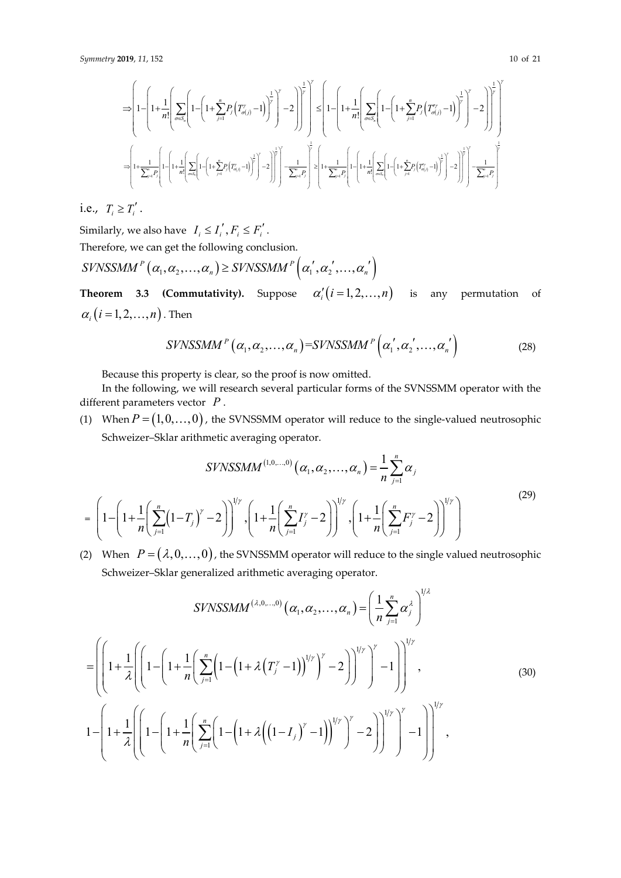$$\Rightarrow \left(1-\left(1+\frac{1}{n!}\left(\sum_{\sigma\in S_n}\left(1-\left(1+\sum_{j=1}^{n}P_j\left(T_{\sigma(j)}^{\gamma}-1\right)\right)^{\frac{1}{\gamma}}\right)^{\gamma}-2\right)\right)^{\frac{1}{\gamma}}\right)^{\gamma} \leq \left(1-\left(1+\frac{1}{n!}\left(\sum_{\sigma\in S_n}\left(1-\left(1+\sum_{j=1}^{n}P_j\left(T_{\sigma(j)}'^{\gamma}-1\right)\right)^{\frac{1}{\gamma}}\right)^{\gamma}-2\right)\right)^{\frac{1}{\gamma}}\right)^{\gamma}$$

$$\Rightarrow \left(1+\frac{1}{\sum_{j=1}^{n}P_j}\left(1-\left(1+\frac{1}{n!}\left(\sum_{\sigma\in S_n}\left(1-\left(1+\sum_{j=1}^{n}P_j\left(T_{\sigma(j)}^{\gamma}-1\right)\right)^{\frac{1}{\gamma}}\right)^{\gamma}-2\right)\right)^{\frac{1}{\gamma}}\right)^{\gamma}-\frac{1}{\sum_{j=1}^{n}P_j}\right)^{\frac{1}{\gamma}} \geq \left(1+\frac{1}{\sum_{j=1}^{n}P_j}\left(1-\left(1+\frac{1}{n!}\left(\sum_{\sigma\in S_n}\left(1-\left(1+\sum_{j=1}^{n}P_j\left(T_{\sigma(j)}'^{\gamma}-1\right)\right)^{\frac{1}{\gamma}}\right)^{\gamma}-2\right)\right)^{\frac{1}{\gamma}}\right)^{\gamma}-\frac{1}{\sum_{j=1}^{n}P_j}\right)^{\frac{1}{\gamma}}$$

i.e., $T_i \geq T_i'$.

Similarly, we also have $I_i \leq I_i', F_i \leq F_i'$.

Therefore, we can get the following conclusion.

$$SVNSSMM^P(\alpha_1, \alpha_2, \ldots, \alpha_n) \geq SVNSSMM^P(\alpha_1', \alpha_2', \ldots, \alpha_n')$$

**Theorem 3.3 (Commutativity).** Suppose $\alpha_i'(i = 1, 2, \ldots, n)$ is any permutation of $\alpha_i(i = 1, 2, \ldots, n)$. Then

$$SVNSSMM^P(\alpha_1, \alpha_2, \ldots, \alpha_n) = SVNSSMM^P(\alpha_1', \alpha_2', \ldots, \alpha_n') \tag{28}$$

Because this property is clear, so the proof is now omitted.

In the following, we will research several particular forms of the SVNSSMM operator with the different parameters vector $P$.

(1) When $P = (1, 0, \ldots, 0)$, the SVNSSMM operator will reduce to the single-valued neutrosophic Schweizer–Sklar arithmetic averaging operator.

$$SVNSSMM^{(1,0,\ldots,0)}(\alpha_1, \alpha_2, \ldots, \alpha_n) = \frac{1}{n}\sum_{j=1}^{n}\alpha_j$$
$$= \left(1-\left(1+\frac{1}{n}\left(\sum_{j=1}^{n}(1-T_j)^{\gamma}-2\right)\right)^{1/\gamma}, \left(1+\frac{1}{n}\left(\sum_{j=1}^{n}I_j^{\gamma}-2\right)\right)^{1/\gamma}, \left(1+\frac{1}{n}\left(\sum_{j=1}^{n}F_j^{\gamma}-2\right)\right)^{1/\gamma}\right) \tag{29}$$

(2) When $P = (\lambda, 0, \ldots, 0)$, the SVNSSMM operator will reduce to the single valued neutrosophic Schweizer–Sklar generalized arithmetic averaging operator.

$$SVNSSMM^{(\lambda,0,\ldots,0)}(\alpha_1, \alpha_2, \ldots, \alpha_n) = \left(\frac{1}{n}\sum_{j=1}^{n}\alpha_j^{\lambda}\right)^{1/\lambda}$$

$$= \left(\left(1+\frac{1}{\lambda}\left(\left(1-\left(1+\frac{1}{n}\left(\sum_{j=1}^{n}\left(1-\left(1+\lambda\left(T_j^{\gamma}-1\right)\right)^{1/\gamma}\right)^{\gamma}-2\right)\right)^{1/\gamma}\right)^{\gamma}-1\right)\right)^{1/\gamma},\right.$$
$$1-\left(1+\frac{1}{\lambda}\left(\left(1-\left(1+\frac{1}{n}\left(\sum_{j=1}^{n}\left(1-\left(1+\lambda\left((1-I_j)^{\gamma}-1\right)\right)^{1/\gamma}\right)^{\gamma}-2\right)\right)^{1/\gamma}\right)^{\gamma}-1\right)\right)^{1/\gamma}, \tag{30}$$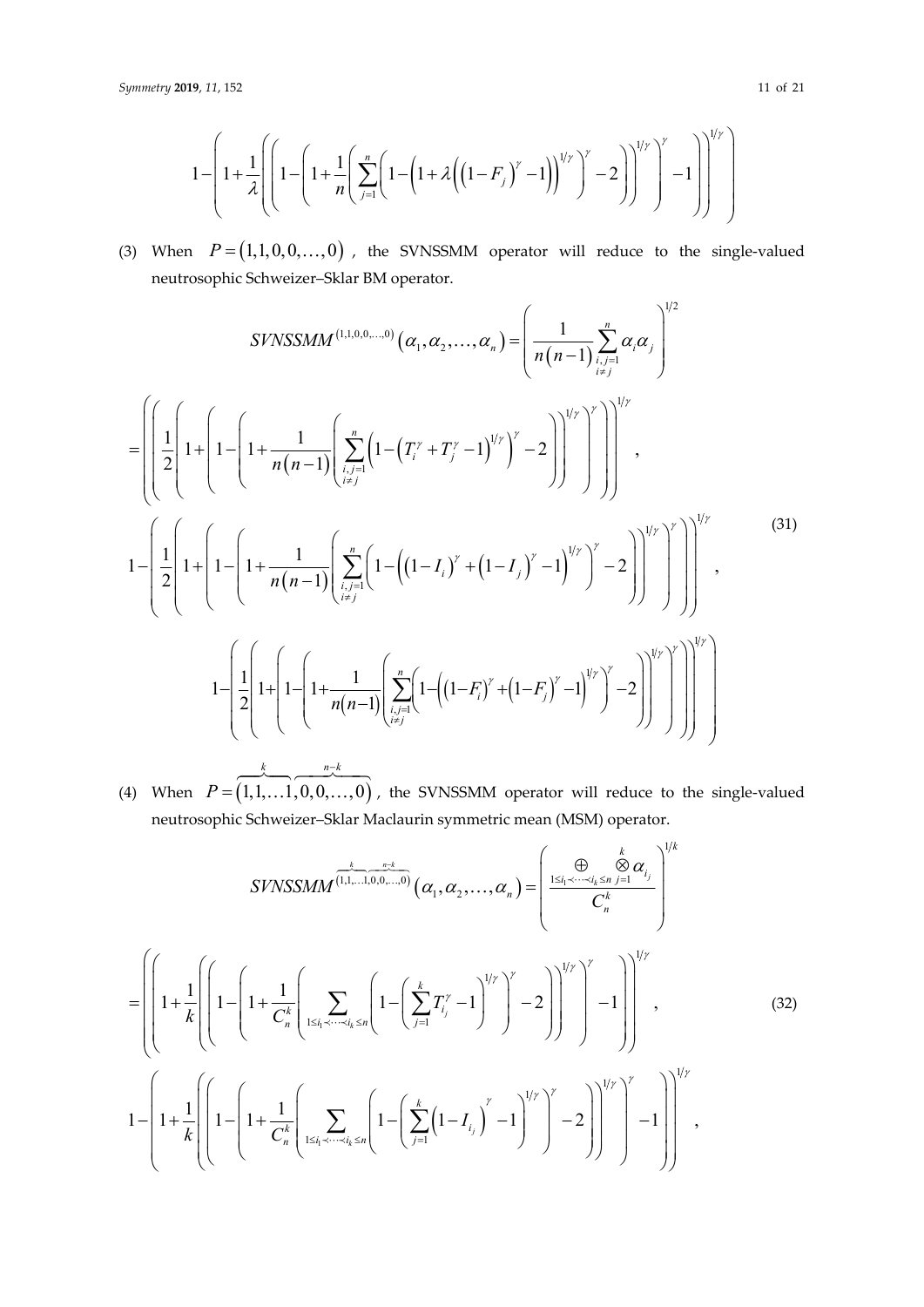$$1-\left(1+\frac{1}{\lambda}\left(\left(1-\left(1+\frac{1}{n}\left(\sum_{j=1}^{n}\left(1-\left(1+\lambda\left(\left(1-F_j\right)^{\gamma}-1\right)\right)^{1/\gamma}\right)^{\gamma}-2\right)\right)^{1/\gamma}\right)^{\gamma}-1\right)\right)^{1/\gamma}\Bigg)$$

(3) When $P=(1,1,0,0,\ldots,0)$, the SVNSSMM operator will reduce to the single-valued neutrosophic Schweizer–Sklar BM operator.

$$SVNSSMM^{(1,1,0,0,\ldots,0)}(\alpha_1,\alpha_2,\ldots,\alpha_n)=\left(\frac{1}{n(n-1)}\sum_{\substack{i,j=1\\i\neq j}}^{n}\alpha_i\alpha_j\right)^{1/2}$$

$$=\Bigg(\left(\frac{1}{2}\left(1+\left(1-\left(1+\frac{1}{n(n-1)}\left(\sum_{\substack{i,j=1\\i\neq j}}^{n}\left(1-\left(T_i^{\gamma}+T_j^{\gamma}-1\right)^{1/\gamma}\right)^{\gamma}-2\right)\right)^{1/\gamma}\right)^{\gamma}\right)\right)^{1/\gamma},$$

$$1-\left(\frac{1}{2}\left(1+\left(1-\left(1+\frac{1}{n(n-1)}\left(\sum_{\substack{i,j=1\\i\neq j}}^{n}\left(1-\left(\left(1-I_i\right)^{\gamma}+\left(1-I_j\right)^{\gamma}-1\right)^{1/\gamma}\right)^{\gamma}-2\right)\right)^{1/\gamma}\right)^{\gamma}\right)\right)^{1/\gamma}, \tag{31}$$

$$1-\left(\frac{1}{2}\left(1+\left(1-\left(1+\frac{1}{n(n-1)}\left(\sum_{\substack{i,j=1\\i\neq j}}^{n}\left(1-\left(\left(1-F_i\right)^{\gamma}+\left(1-F_j\right)^{\gamma}-1\right)^{1/\gamma}\right)^{\gamma}-2\right)\right)^{1/\gamma}\right)^{\gamma}\right)\right)^{1/\gamma}\Bigg)$$

(4) When $P=(\overbrace{1,1,\ldots 1}^{k},\overbrace{0,0,\ldots,0}^{n-k})$, the SVNSSMM operator will reduce to the single-valued neutrosophic Schweizer–Sklar Maclaurin symmetric mean (MSM) operator.

$$SVNSSMM^{(\overbrace{1,1,\ldots 1}^{k},\overbrace{0,0,\ldots,0}^{n-k})}(\alpha_1,\alpha_2,\ldots,\alpha_n)=\left(\frac{\underset{1\leq i_1\prec\cdots\prec i_k\leq n}{\oplus}\ \overset{k}{\underset{j=1}{\otimes}}\alpha_{i_j}}{C_n^k}\right)^{1/k}$$

$$=\Bigg(\left(1+\frac{1}{k}\left(\left(1-\left(1+\frac{1}{C_n^k}\left(\sum_{1\leq i_1\prec\cdots\prec i_k\leq n}\left(1-\left(\sum_{j=1}^{k}T_{i_j}^{\gamma}-1\right)^{1/\gamma}\right)^{\gamma}-2\right)\right)^{1/\gamma}\right)^{\gamma}-1\right)\right)^{1/\gamma}, \tag{32}$$

$$1-\left(1+\frac{1}{k}\left(\left(1-\left(1+\frac{1}{C_n^k}\left(\sum_{1\leq i_1\prec\cdots\prec i_k\leq n}\left(1-\left(\sum_{j=1}^{k}\left(1-I_{i_j}\right)^{\gamma}-1\right)^{1/\gamma}\right)^{\gamma}-2\right)\right)^{1/\gamma}\right)^{\gamma}-1\right)\right)^{1/\gamma},$$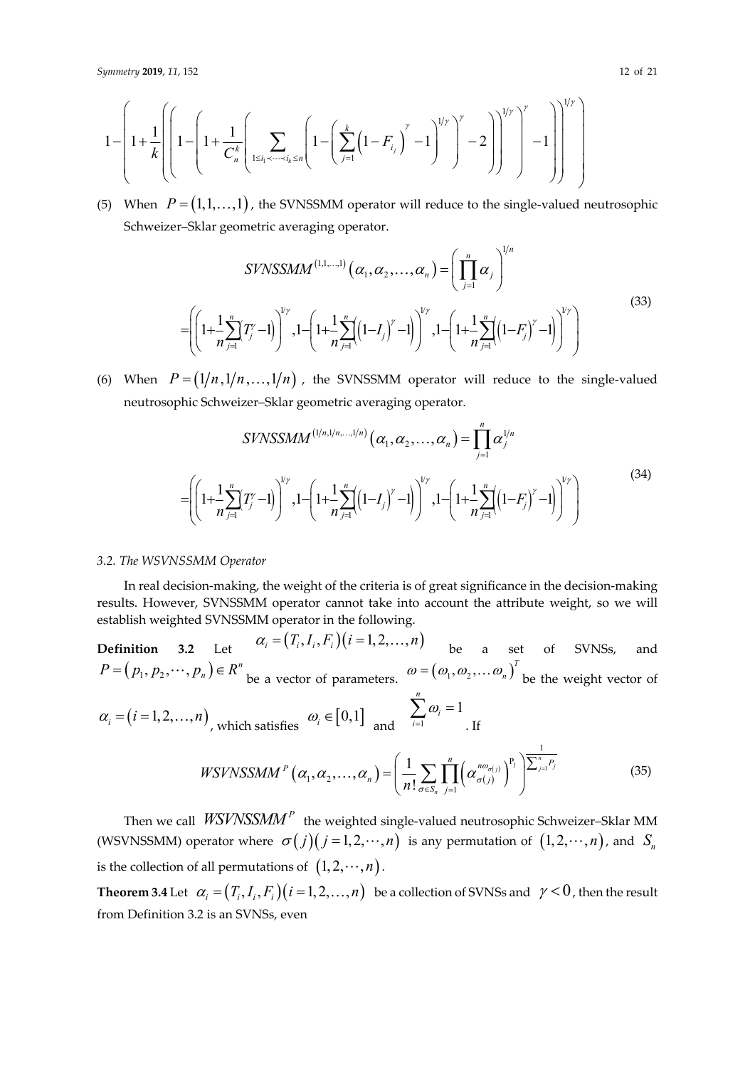$$1-\left(1+\frac{1}{k}\left(\left(1-\left(1+\frac{1}{C_n^k}\left(\sum_{1\le i_1<\cdots<i_k\le n}\left(1-\left(\sum_{j=1}^{k}\left(1-F_{i_j}\right)^{\gamma}-1\right)^{1/\gamma}\right)^{\gamma}-2\right)\right)^{1/\gamma}\right)^{\gamma}-1\right)\right)^{1/\gamma}$$

(5) When $P=(1,1,\ldots,1)$, the SVNSSMM operator will reduce to the single-valued neutrosophic Schweizer–Sklar geometric averaging operator.

$$SVNSSMM^{(1,1,\ldots,1)}(\alpha_1,\alpha_2,\ldots,\alpha_n)=\left(\prod_{j=1}^{n}\alpha_j\right)^{1/n}$$
$$=\left(\left(1+\frac{1}{n}\sum_{j=1}^{n}\left(T_j^{\gamma}-1\right)\right)^{1/\gamma},1-\left(1+\frac{1}{n}\sum_{j=1}^{n}\left(\left(1-I_j\right)^{\gamma}-1\right)\right)^{1/\gamma},1-\left(1+\frac{1}{n}\sum_{j=1}^{n}\left(\left(1-F_j\right)^{\gamma}-1\right)\right)^{1/\gamma}\right) \tag{33}$$

(6) When $P=(1/n,1/n,\ldots,1/n)$, the SVNSSMM operator will reduce to the single-valued neutrosophic Schweizer–Sklar geometric averaging operator.

$$SVNSSMM^{(1/n,1/n,\ldots,1/n)}(\alpha_1,\alpha_2,\ldots,\alpha_n)=\prod_{j=1}^{n}\alpha_j^{1/n}$$
$$=\left(\left(1+\frac{1}{n}\sum_{j=1}^{n}\left(T_j^{\gamma}-1\right)\right)^{1/\gamma},1-\left(1+\frac{1}{n}\sum_{j=1}^{n}\left(\left(1-I_j\right)^{\gamma}-1\right)\right)^{1/\gamma},1-\left(1+\frac{1}{n}\sum_{j=1}^{n}\left(\left(1-F_j\right)^{\gamma}-1\right)\right)^{1/\gamma}\right) \tag{34}$$

### 3.2. The WSVNSSMM Operator

In real decision-making, the weight of the criteria is of great significance in the decision-making results. However, SVNSSMM operator cannot take into account the attribute weight, so we will establish weighted SVNSSMM operator in the following.

**Definition 3.2** Let $\alpha_i=(T_i,I_i,F_i)(i=1,2,\ldots,n)$ be a set of SVNSs, and $P=(p_1,p_2,\cdots,p_n)\in R^n$ be a vector of parameters. $\omega=(\omega_1,\omega_2,\ldots\omega_n)^T$ be the weight vector of $\alpha_i=(i=1,2,\ldots,n)$, which satisfies $\omega_i\in[0,1]$ and $\sum_{i=1}^{n}\omega_i=1$. If

$$WSVNSSMM^{P}(\alpha_1,\alpha_2,\ldots,\alpha_n)=\left(\frac{1}{n!}\sum_{\sigma\in S_n}\prod_{j=1}^{n}\left(\alpha_{\sigma(j)}^{n\omega_{\sigma(j)}}\right)^{P_j}\right)^{\frac{1}{\sum_{j=1}^{n}P_j}} \tag{35}$$

Then we call $WSVNSSMM^{P}$ the weighted single-valued neutrosophic Schweizer–Sklar MM (WSVNSSMM) operator where $\sigma(j)(j=1,2,\cdots,n)$ is any permutation of $(1,2,\cdots,n)$, and $S_n$ is the collection of all permutations of $(1,2,\cdots,n)$.

**Theorem 3.4** Let $\alpha_i=(T_i,I_i,F_i)(i=1,2,\ldots,n)$ be a collection of SVNSs and $\gamma<0$, then the result from Definition 3.2 is an SVNSs, even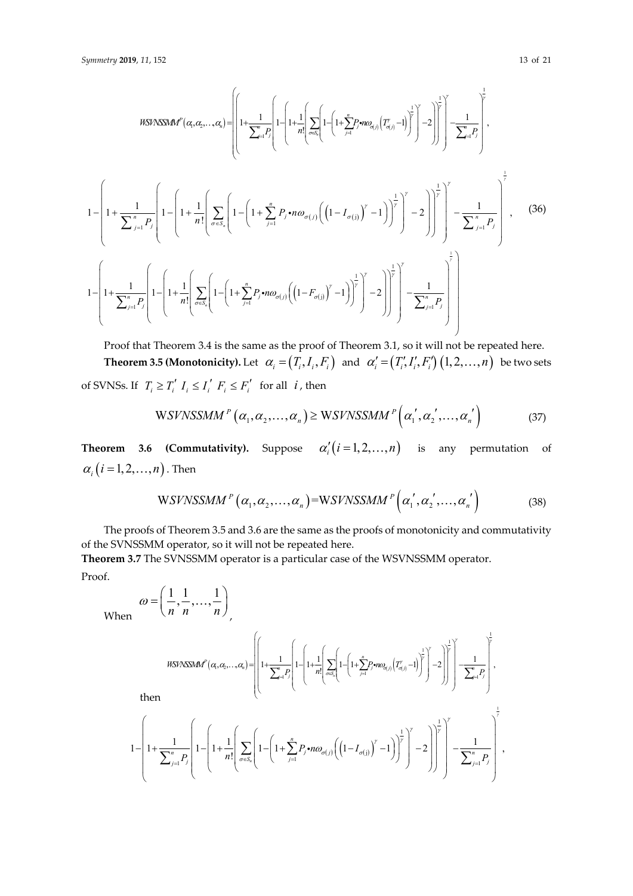$$WSVNSSMM^{P}(\alpha_1,\alpha_2,\ldots,\alpha_n)=\left(\left(\left(1+\frac{1}{\sum_{j=1}^{n}P_j}\left(1-\left(1+\frac{1}{n!}\left(\sum_{\sigma\in S_n}\left(1-\left(1+\sum_{j=1}^{n}P_j\bullet n\omega_{\sigma(j)}\left(T_{\sigma(j)}^{\gamma}-1\right)\right)^{\frac{1}{\gamma}}\right)-2\right)\right)^{\frac{1}{\gamma}}\right)\right)^{\gamma}-\frac{1}{\sum_{j=1}^{n}P_j}\right)^{\frac{1}{\gamma}},\right.$$

$$1-\left(\left(1+\frac{1}{\sum_{j=1}^{n}P_j}\left(1-\left(1+\frac{1}{n!}\left(\sum_{\sigma\in S_n}\left(1-\left(1+\sum_{j=1}^{n}P_j\bullet n\omega_{\sigma(j)}\left(\left(1-I_{\sigma(j)}\right)^{\gamma}-1\right)\right)^{\frac{1}{\gamma}}\right)-2\right)\right)^{\frac{1}{\gamma}}\right)\right)^{\gamma}-\frac{1}{\sum_{j=1}^{n}P_j}\right)^{\frac{1}{\gamma}}, \quad (36)$$

$$\left.1-\left(\left(1+\frac{1}{\sum_{j=1}^{n}P_j}\left(1-\left(1+\frac{1}{n!}\left(\sum_{\sigma\in S_n}\left(1-\left(1+\sum_{j=1}^{n}P_j\bullet n\omega_{\sigma(j)}\left(\left(1-F_{\sigma(j)}\right)^{\gamma}-1\right)\right)^{\frac{1}{\gamma}}\right)-2\right)\right)^{\frac{1}{\gamma}}\right)\right)^{\gamma}-\frac{1}{\sum_{j=1}^{n}P_j}\right)^{\frac{1}{\gamma}}\right)$$

Proof that Theorem 3.4 is the same as the proof of Theorem 3.1, so it will not be repeated here.

**Theorem 3.5 (Monotonicity).** Let $\alpha_i=(T_i,I_i,F_i)$ and $\alpha_i'=(T_i',I_i',F_i')\,(1,2,\ldots,n)$ be two sets of SVNSs. If $T_i\geq T_i'$ $I_i\leq I_i'$ $F_i\leq F_i'$ for all $i$, then

$$WSVNSSMM^{P}(\alpha_1,\alpha_2,\ldots,\alpha_n)\geq WSVNSSMM^{P}(\alpha_1',\alpha_2',\ldots,\alpha_n') \quad (37)$$

**Theorem 3.6 (Commutativity).** Suppose $\alpha_i'(i=1,2,\ldots,n)$ is any permutation of $\alpha_i(i=1,2,\ldots,n)$. Then

$$WSVNSSMM^{P}(\alpha_1,\alpha_2,\ldots,\alpha_n)=WSVNSSMM^{P}(\alpha_1',\alpha_2',\ldots,\alpha_n') \quad (38)$$

The proofs of Theorem 3.5 and 3.6 are the same as the proofs of monotonicity and commutativity of the SVNSSMM operator, so it will not be repeated here.

**Theorem 3.7** The SVNSSMM operator is a particular case of the WSVNSSMM operator.

Proof.

When $\omega=\left(\frac{1}{n},\frac{1}{n},\ldots,\frac{1}{n}\right)$,

$$WSVNSSMM^{P}(\alpha_1,\alpha_2,\ldots,\alpha_n)=\left(\left(\left(1+\frac{1}{\sum_{j=1}^{n}P_j}\left(1-\left(1+\frac{1}{n!}\left(\sum_{\sigma\in S_n}\left(1-\left(1+\sum_{j=1}^{n}P_j\bullet n\omega_{\sigma(j)}\left(T_{\sigma(j)}^{\gamma}-1\right)\right)^{\frac{1}{\gamma}}\right)-2\right)\right)^{\frac{1}{\gamma}}\right)\right)^{\gamma}-\frac{1}{\sum_{j=1}^{n}P_j}\right)^{\frac{1}{\gamma}},\right.$$

then

$$1-\left(\left(1+\frac{1}{\sum_{j=1}^{n}P_j}\left(1-\left(1+\frac{1}{n!}\left(\sum_{\sigma\in S_n}\left(1-\left(1+\sum_{j=1}^{n}P_j\bullet n\omega_{\sigma(j)}\left(\left(1-I_{\sigma(j)}\right)^{\gamma}-1\right)\right)^{\frac{1}{\gamma}}\right)-2\right)\right)^{\frac{1}{\gamma}}\right)\right)^{\gamma}-\frac{1}{\sum_{j=1}^{n}P_j}\right)^{\frac{1}{\gamma}},$$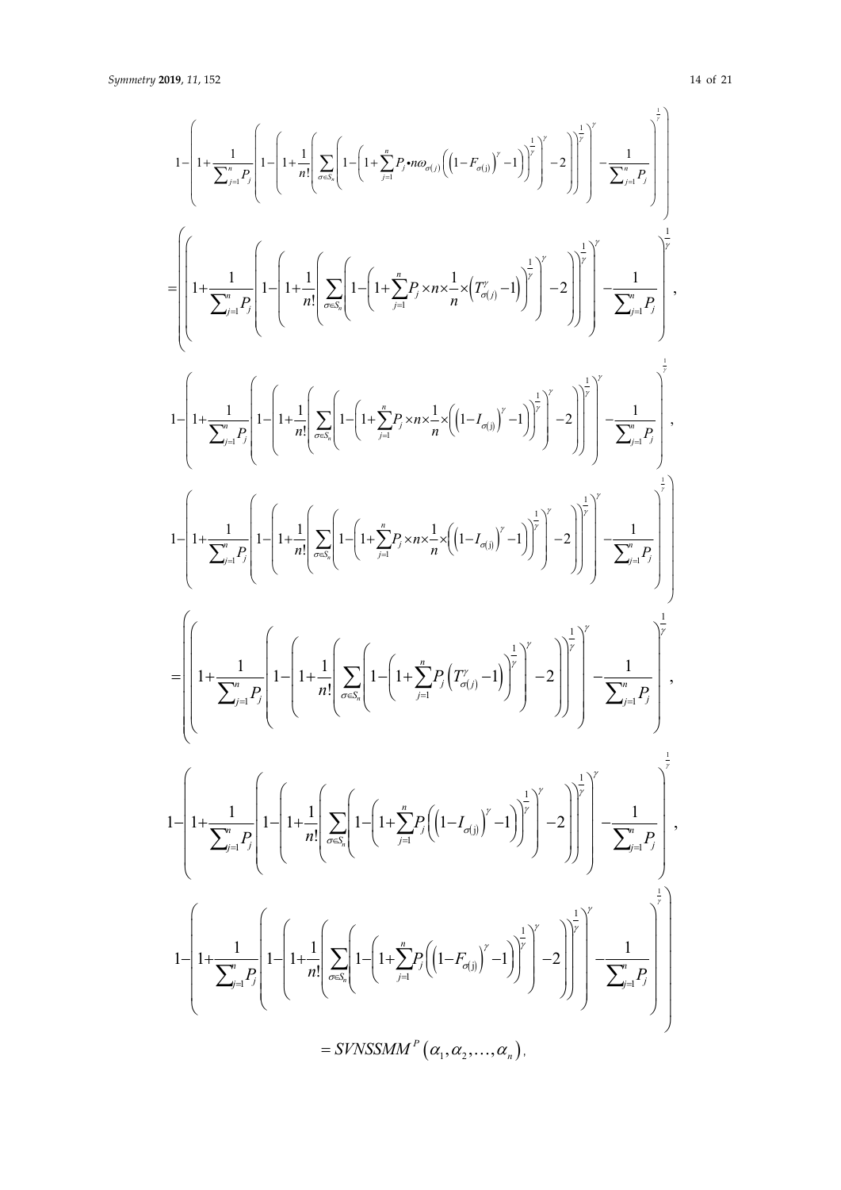$$1-\left(1+\frac{1}{\sum_{j=1}^{n}P_j}\left(1-\left(1+\frac{1}{n!}\left(\sum_{\sigma\in S_n}\left(1-\left(1+\sum_{j=1}^{n}P_j\bullet n\omega_{\sigma(j)}\left(\left(1-F_{\sigma(j)}\right)^{\gamma}-1\right)\right)^{\frac{1}{\gamma}}\right)^{\gamma}-2\right)\right)^{\frac{1}{\gamma}}\right)^{\gamma}-\frac{1}{\sum_{j=1}^{n}P_j}\right)^{\frac{1}{\gamma}}\Bigg)$$

$$=\left(\left(1+\frac{1}{\sum_{j=1}^{n}P_j}\left(1-\left(1+\frac{1}{n!}\left(\sum_{\sigma\in S_n}\left(1-\left(1+\sum_{j=1}^{n}P_j\times n\times\frac{1}{n}\times\left(T_{\sigma(j)}^{\gamma}-1\right)\right)^{\frac{1}{\gamma}}\right)^{\gamma}-2\right)\right)^{\frac{1}{\gamma}}\right)^{\gamma}-\frac{1}{\sum_{j=1}^{n}P_j}\right)^{\frac{1}{\gamma}},\right.$$

$$1-\left(1+\frac{1}{\sum_{j=1}^{n}P_j}\left(1-\left(1+\frac{1}{n!}\left(\sum_{\sigma\in S_n}\left(1-\left(1+\sum_{j=1}^{n}P_j\times n\times\frac{1}{n}\times\left(\left(1-I_{\sigma(j)}\right)^{\gamma}-1\right)\right)^{\frac{1}{\gamma}}\right)^{\gamma}-2\right)\right)^{\frac{1}{\gamma}}\right)^{\gamma}-\frac{1}{\sum_{j=1}^{n}P_j}\right)^{\frac{1}{\gamma}},$$

$$1-\left(1+\frac{1}{\sum_{j=1}^{n}P_j}\left(1-\left(1+\frac{1}{n!}\left(\sum_{\sigma\in S_n}\left(1-\left(1+\sum_{j=1}^{n}P_j\times n\times\frac{1}{n}\times\left(\left(1-I_{\sigma(j)}\right)^{\gamma}-1\right)\right)^{\frac{1}{\gamma}}\right)^{\gamma}-2\right)\right)^{\frac{1}{\gamma}}\right)^{\gamma}-\frac{1}{\sum_{j=1}^{n}P_j}\right)^{\frac{1}{\gamma}}\Bigg)$$

$$=\left(\left(1+\frac{1}{\sum_{j=1}^{n}P_j}\left(1-\left(1+\frac{1}{n!}\left(\sum_{\sigma\in S_n}\left(1-\left(1+\sum_{j=1}^{n}P_j\left(T_{\sigma(j)}^{\gamma}-1\right)\right)^{\frac{1}{\gamma}}\right)^{\gamma}-2\right)\right)^{\frac{1}{\gamma}}\right)^{\gamma}-\frac{1}{\sum_{j=1}^{n}P_j}\right)^{\frac{1}{\gamma}},\right.$$

$$1-\left(1+\frac{1}{\sum_{j=1}^{n}P_j}\left(1-\left(1+\frac{1}{n!}\left(\sum_{\sigma\in S_n}\left(1-\left(1+\sum_{j=1}^{n}P_j\left(\left(1-I_{\sigma(j)}\right)^{\gamma}-1\right)\right)^{\frac{1}{\gamma}}\right)^{\gamma}-2\right)\right)^{\frac{1}{\gamma}}\right)^{\gamma}-\frac{1}{\sum_{j=1}^{n}P_j}\right)^{\frac{1}{\gamma}},$$

$$1-\left(1+\frac{1}{\sum_{j=1}^{n}P_j}\left(1-\left(1+\frac{1}{n!}\left(\sum_{\sigma\in S_n}\left(1-\left(1+\sum_{j=1}^{n}P_j\left(\left(1-F_{\sigma(j)}\right)^{\gamma}-1\right)\right)^{\frac{1}{\gamma}}\right)^{\gamma}-2\right)\right)^{\frac{1}{\gamma}}\right)^{\gamma}-\frac{1}{\sum_{j=1}^{n}P_j}\right)^{\frac{1}{\gamma}}\Bigg)$$

$$=SVNSSMM^{P}\left(\alpha_1,\alpha_2,\ldots,\alpha_n\right),$$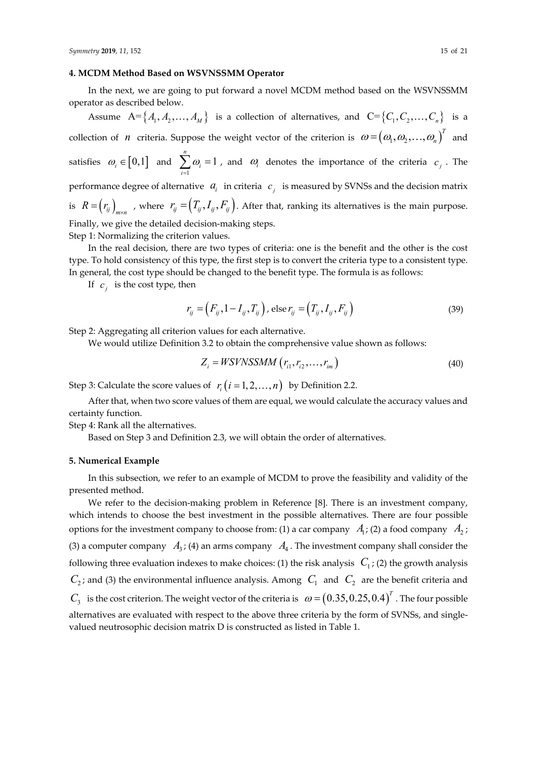## 4. MCDM Method Based on WSVNSSMM Operator

In the next, we are going to put forward a novel MCDM method based on the WSVNSSMM operator as described below.

Assume $A=\{A_1, A_2, \ldots, A_M\}$ is a collection of alternatives, and $C=\{C_1, C_2, \ldots, C_n\}$ is a collection of $n$ criteria. Suppose the weight vector of the criterion is $\omega=(\omega_1, \omega_2, \ldots, \omega_n)^T$ and satisfies $\omega_i \in [0,1]$ and $\sum_{i=1}^{n} \omega_i = 1$, and $\omega_i$ denotes the importance of the criteria $c_j$. The performance degree of alternative $a_i$ in criteria $c_j$ is measured by SVNSs and the decision matrix is $R=(r_{ij})_{m\times n}$, where $r_{ij}=(T_{ij}, I_{ij}, F_{ij})$. After that, ranking its alternatives is the main purpose. Finally, we give the detailed decision-making steps.

Step 1: Normalizing the criterion values.

In the real decision, there are two types of criteria: one is the benefit and the other is the cost type. To hold consistency of this type, the first step is to convert the criteria type to a consistent type. In general, the cost type should be changed to the benefit type. The formula is as follows:

If $c_j$ is the cost type, then

$$r_{ij} = (F_{ij}, 1-I_{ij}, T_{ij}), \text{ else } r_{ij} = (T_{ij}, I_{ij}, F_{ij}) \tag{39}$$

Step 2: Aggregating all criterion values for each alternative.

We would utilize Definition 3.2 to obtain the comprehensive value shown as follows:

$$Z_i = WSVNSSMM(r_{i1}, r_{i2}, \ldots, r_{im}) \tag{40}$$

Step 3: Calculate the score values of $r_i (i=1,2,\ldots,n)$ by Definition 2.2.

After that, when two score values of them are equal, we would calculate the accuracy values and certainty function.

Step 4: Rank all the alternatives.

Based on Step 3 and Definition 2.3, we will obtain the order of alternatives.

## 5. Numerical Example

In this subsection, we refer to an example of MCDM to prove the feasibility and validity of the presented method.

We refer to the decision-making problem in Reference [8]. There is an investment company, which intends to choose the best investment in the possible alternatives. There are four possible options for the investment company to choose from: (1) a car company $A_1$; (2) a food company $A_2$; (3) a computer company $A_3$; (4) an arms company $A_4$. The investment company shall consider the following three evaluation indexes to make choices: (1) the risk analysis $C_1$; (2) the growth analysis $C_2$; and (3) the environmental influence analysis. Among $C_1$ and $C_2$ are the benefit criteria and $C_3$ is the cost criterion. The weight vector of the criteria is $\omega=(0.35, 0.25, 0.4)^T$. The four possible alternatives are evaluated with respect to the above three criteria by the form of SVNSs, and single-valued neutrosophic decision matrix D is constructed as listed in Table 1.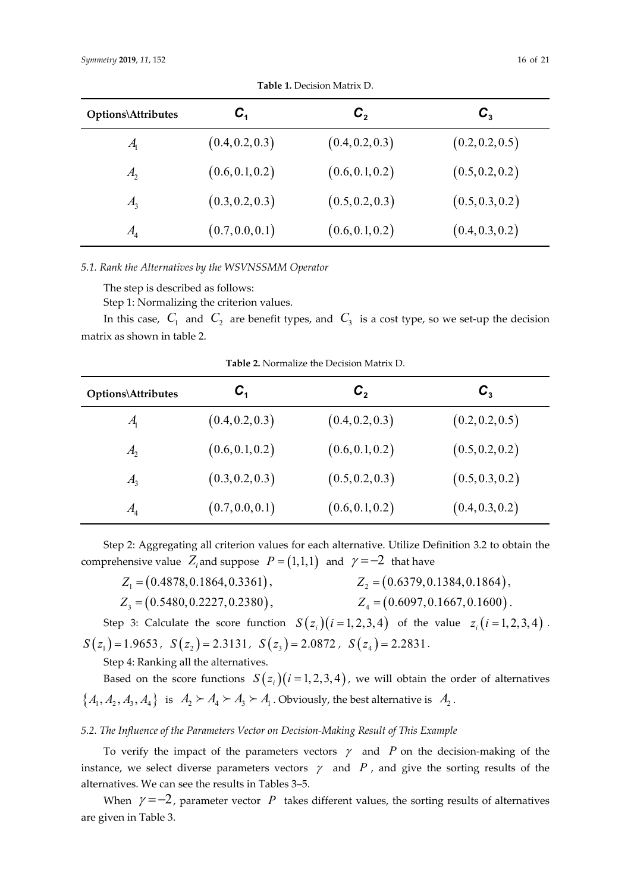**Table 1.** Decision Matrix D.

| Options\Attributes | $C_1$ | $C_2$ | $C_3$ |
|---|---|---|---|
| $A_1$ | $(0.4, 0.2, 0.3)$ | $(0.4, 0.2, 0.3)$ | $(0.2, 0.2, 0.5)$ |
| $A_2$ | $(0.6, 0.1, 0.2)$ | $(0.6, 0.1, 0.2)$ | $(0.5, 0.2, 0.2)$ |
| $A_3$ | $(0.3, 0.2, 0.3)$ | $(0.5, 0.2, 0.3)$ | $(0.5, 0.3, 0.2)$ |
| $A_4$ | $(0.7, 0.0, 0.1)$ | $(0.6, 0.1, 0.2)$ | $(0.4, 0.3, 0.2)$ |

### *5.1. Rank the Alternatives by the WSVNSSMM Operator*

The step is described as follows:

Step 1: Normalizing the criterion values.

In this case, $C_1$ and $C_2$ are benefit types, and $C_3$ is a cost type, so we set-up the decision matrix as shown in table 2.

**Table 2.** Normalize the Decision Matrix D.

| Options\Attributes | $C_1$ | $C_2$ | $C_3$ |
|---|---|---|---|
| $A_1$ | $(0.4, 0.2, 0.3)$ | $(0.4, 0.2, 0.3)$ | $(0.2, 0.2, 0.5)$ |
| $A_2$ | $(0.6, 0.1, 0.2)$ | $(0.6, 0.1, 0.2)$ | $(0.5, 0.2, 0.2)$ |
| $A_3$ | $(0.3, 0.2, 0.3)$ | $(0.5, 0.2, 0.3)$ | $(0.5, 0.3, 0.2)$ |
| $A_4$ | $(0.7, 0.0, 0.1)$ | $(0.6, 0.1, 0.2)$ | $(0.4, 0.3, 0.2)$ |

Step 2: Aggregating all criterion values for each alternative. Utilize Definition 3.2 to obtain the comprehensive value $Z_i$ and suppose $P = (1,1,1)$ and $\gamma = -2$ that have

$Z_1 = (0.4878, 0.1864, 0.3361)$, $Z_2 = (0.6379, 0.1384, 0.1864)$,

$Z_3 = (0.5480, 0.2227, 0.2380)$, $Z_4 = (0.6097, 0.1667, 0.1600)$.

Step 3: Calculate the score function $S(z_i)(i = 1,2,3,4)$ of the value $z_i(i = 1,2,3,4)$. $S(z_1) = 1.9653$, $S(z_2) = 2.3131$, $S(z_3) = 2.0872$, $S(z_4) = 2.2831$.

Step 4: Ranking all the alternatives.

Based on the score functions $S(z_i)(i = 1,2,3,4)$, we will obtain the order of alternatives $\{A_1, A_2, A_3, A_4\}$ is $A_2 \succ A_4 \succ A_3 \succ A_1$. Obviously, the best alternative is $A_2$.

### *5.2. The Influence of the Parameters Vector on Decision-Making Result of This Example*

To verify the impact of the parameters vectors $\gamma$ and $P$ on the decision-making of the instance, we select diverse parameters vectors $\gamma$ and $P$, and give the sorting results of the alternatives. We can see the results in Tables 3–5.

When $\gamma = -2$, parameter vector $P$ takes different values, the sorting results of alternatives are given in Table 3.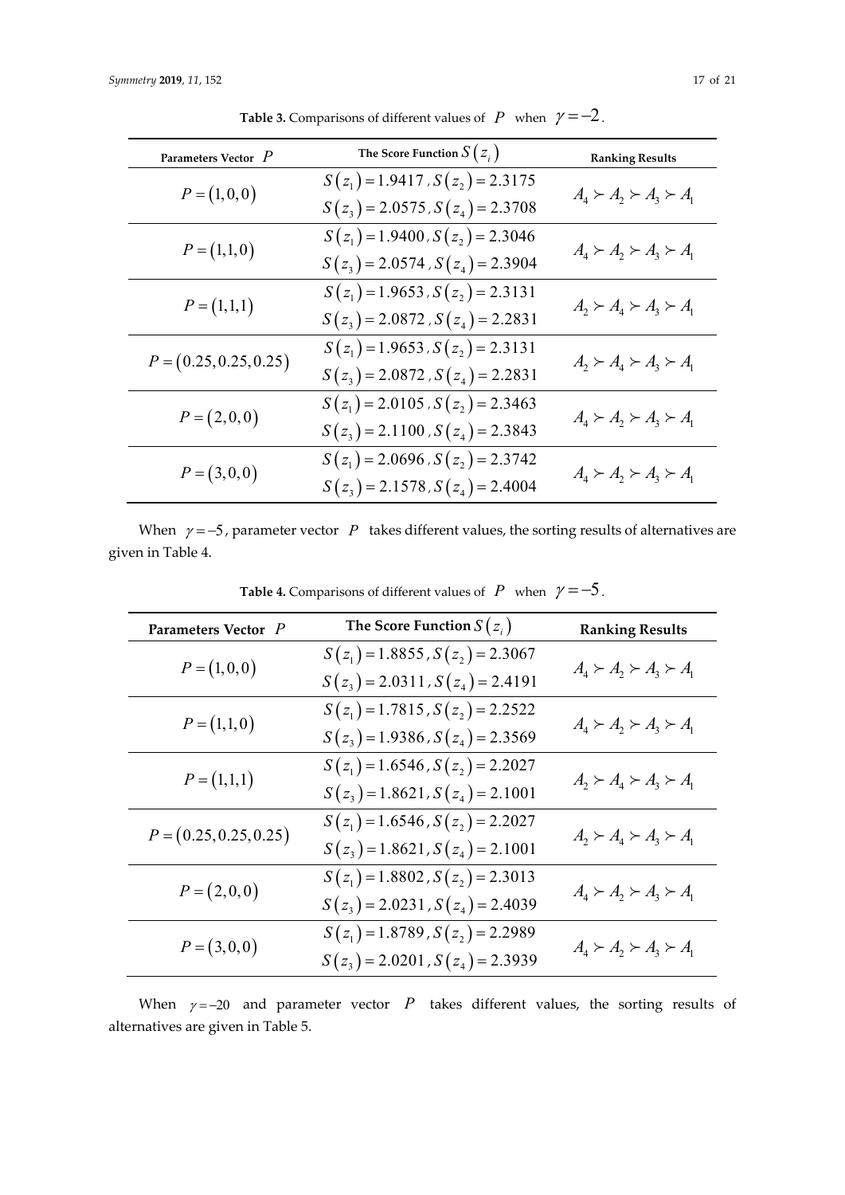**Table 3.** Comparisons of different values of $P$ when $\gamma = -2$.

| Parameters Vector $P$ | The Score Function $S(z_i)$ | Ranking Results |
|---|---|---|
| $P = (1,0,0)$ | $S(z_1) = 1.9417$, $S(z_2) = 2.3175$ <br> $S(z_3) = 2.0575$, $S(z_4) = 2.3708$ | $A_4 \succ A_2 \succ A_3 \succ A_1$ |
| $P = (1,1,0)$ | $S(z_1) = 1.9400$, $S(z_2) = 2.3046$ <br> $S(z_3) = 2.0574$, $S(z_4) = 2.3904$ | $A_4 \succ A_2 \succ A_3 \succ A_1$ |
| $P = (1,1,1)$ | $S(z_1) = 1.9653$, $S(z_2) = 2.3131$ <br> $S(z_3) = 2.0872$, $S(z_4) = 2.2831$ | $A_2 \succ A_4 \succ A_3 \succ A_1$ |
| $P = (0.25, 0.25, 0.25)$ | $S(z_1) = 1.9653$, $S(z_2) = 2.3131$ <br> $S(z_3) = 2.0872$, $S(z_4) = 2.2831$ | $A_2 \succ A_4 \succ A_3 \succ A_1$ |
| $P = (2,0,0)$ | $S(z_1) = 2.0105$, $S(z_2) = 2.3463$ <br> $S(z_3) = 2.1100$, $S(z_4) = 2.3843$ | $A_4 \succ A_2 \succ A_3 \succ A_1$ |
| $P = (3,0,0)$ | $S(z_1) = 2.0696$, $S(z_2) = 2.3742$ <br> $S(z_3) = 2.1578$, $S(z_4) = 2.4004$ | $A_4 \succ A_2 \succ A_3 \succ A_1$ |

When $\gamma = -5$, parameter vector $P$ takes different values, the sorting results of alternatives are given in Table 4.

**Table 4.** Comparisons of different values of $P$ when $\gamma = -5$.

| Parameters Vector $P$ | The Score Function $S(z_i)$ | Ranking Results |
|---|---|---|
| $P = (1,0,0)$ | $S(z_1) = 1.8855$, $S(z_2) = 2.3067$ <br> $S(z_3) = 2.0311$, $S(z_4) = 2.4191$ | $A_4 \succ A_2 \succ A_3 \succ A_1$ |
| $P = (1,1,0)$ | $S(z_1) = 1.7815$, $S(z_2) = 2.2522$ <br> $S(z_3) = 1.9386$, $S(z_4) = 2.3569$ | $A_4 \succ A_2 \succ A_3 \succ A_1$ |
| $P = (1,1,1)$ | $S(z_1) = 1.6546$, $S(z_2) = 2.2027$ <br> $S(z_3) = 1.8621$, $S(z_4) = 2.1001$ | $A_2 \succ A_4 \succ A_3 \succ A_1$ |
| $P = (0.25, 0.25, 0.25)$ | $S(z_1) = 1.6546$, $S(z_2) = 2.2027$ <br> $S(z_3) = 1.8621$, $S(z_4) = 2.1001$ | $A_2 \succ A_4 \succ A_3 \succ A_1$ |
| $P = (2,0,0)$ | $S(z_1) = 1.8802$, $S(z_2) = 2.3013$ <br> $S(z_3) = 2.0231$, $S(z_4) = 2.4039$ | $A_4 \succ A_2 \succ A_3 \succ A_1$ |
| $P = (3,0,0)$ | $S(z_1) = 1.8789$, $S(z_2) = 2.2989$ <br> $S(z_3) = 2.0201$, $S(z_4) = 2.3939$ | $A_4 \succ A_2 \succ A_3 \succ A_1$ |

When $\gamma = -20$ and parameter vector $P$ takes different values, the sorting results of alternatives are given in Table 5.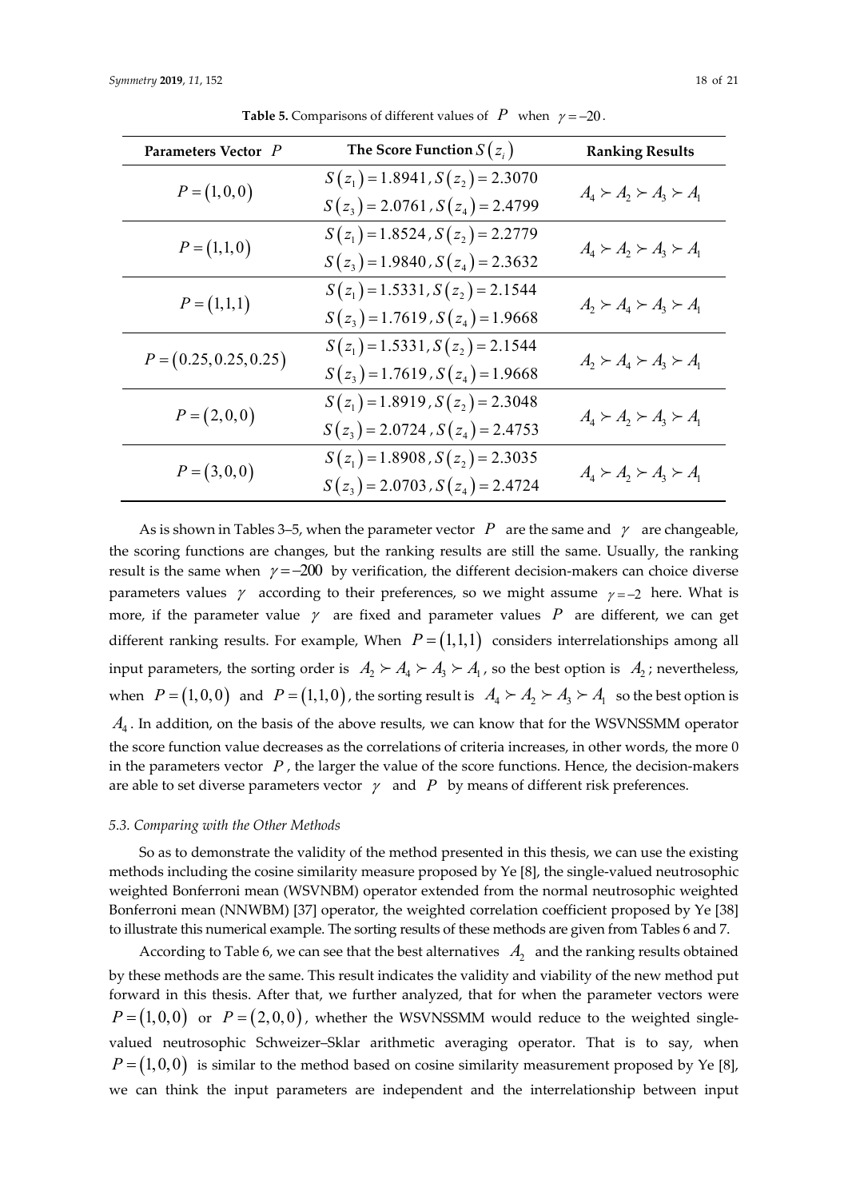**Table 5.** Comparisons of different values of $P$ when $\gamma = -20$.

| Parameters Vector $P$ | The Score Function $S(z_i)$ | Ranking Results |
|---|---|---|
| $P = (1,0,0)$ | $S(z_1) = 1.8941$, $S(z_2) = 2.3070$ <br> $S(z_3) = 2.0761$, $S(z_4) = 2.4799$ | $A_4 \succ A_2 \succ A_3 \succ A_1$ |
| $P = (1,1,0)$ | $S(z_1) = 1.8524$, $S(z_2) = 2.2779$ <br> $S(z_3) = 1.9840$, $S(z_4) = 2.3632$ | $A_4 \succ A_2 \succ A_3 \succ A_1$ |
| $P = (1,1,1)$ | $S(z_1) = 1.5331$, $S(z_2) = 2.1544$ <br> $S(z_3) = 1.7619$, $S(z_4) = 1.9668$ | $A_2 \succ A_4 \succ A_3 \succ A_1$ |
| $P = (0.25, 0.25, 0.25)$ | $S(z_1) = 1.5331$, $S(z_2) = 2.1544$ <br> $S(z_3) = 1.7619$, $S(z_4) = 1.9668$ | $A_2 \succ A_4 \succ A_3 \succ A_1$ |
| $P = (2,0,0)$ | $S(z_1) = 1.8919$, $S(z_2) = 2.3048$ <br> $S(z_3) = 2.0724$, $S(z_4) = 2.4753$ | $A_4 \succ A_2 \succ A_3 \succ A_1$ |
| $P = (3,0,0)$ | $S(z_1) = 1.8908$, $S(z_2) = 2.3035$ <br> $S(z_3) = 2.0703$, $S(z_4) = 2.4724$ | $A_4 \succ A_2 \succ A_3 \succ A_1$ |

As is shown in Tables 3–5, when the parameter vector $P$ are the same and $\gamma$ are changeable, the scoring functions are changes, but the ranking results are still the same. Usually, the ranking result is the same when $\gamma = -200$ by verification, the different decision-makers can choice diverse parameters values $\gamma$ according to their preferences, so we might assume $\gamma = -2$ here. What is more, if the parameter value $\gamma$ are fixed and parameter values $P$ are different, we can get different ranking results. For example, When $P = (1,1,1)$ considers interrelationships among all input parameters, the sorting order is $A_2 \succ A_4 \succ A_3 \succ A_1$, so the best option is $A_2$; nevertheless, when $P = (1,0,0)$ and $P = (1,1,0)$, the sorting result is $A_4 \succ A_2 \succ A_3 \succ A_1$ so the best option is $A_4$. In addition, on the basis of the above results, we can know that for the WSVNSSMM operator the score function value decreases as the correlations of criteria increases, in other words, the more 0 in the parameters vector $P$, the larger the value of the score functions. Hence, the decision-makers are able to set diverse parameters vector $\gamma$ and $P$ by means of different risk preferences.

### 5.3. Comparing with the Other Methods

So as to demonstrate the validity of the method presented in this thesis, we can use the existing methods including the cosine similarity measure proposed by Ye [8], the single-valued neutrosophic weighted Bonferroni mean (WSVNBM) operator extended from the normal neutrosophic weighted Bonferroni mean (NNWBM) [37] operator, the weighted correlation coefficient proposed by Ye [38] to illustrate this numerical example. The sorting results of these methods are given from Tables 6 and 7.

According to Table 6, we can see that the best alternatives $A_2$ and the ranking results obtained by these methods are the same. This result indicates the validity and viability of the new method put forward in this thesis. After that, we further analyzed, that for when the parameter vectors were $P = (1,0,0)$ or $P = (2,0,0)$, whether the WSVNSSMM would reduce to the weighted single-valued neutrosophic Schweizer–Sklar arithmetic averaging operator. That is to say, when $P = (1,0,0)$ is similar to the method based on cosine similarity measurement proposed by Ye [8], we can think the input parameters are independent and the interrelationship between input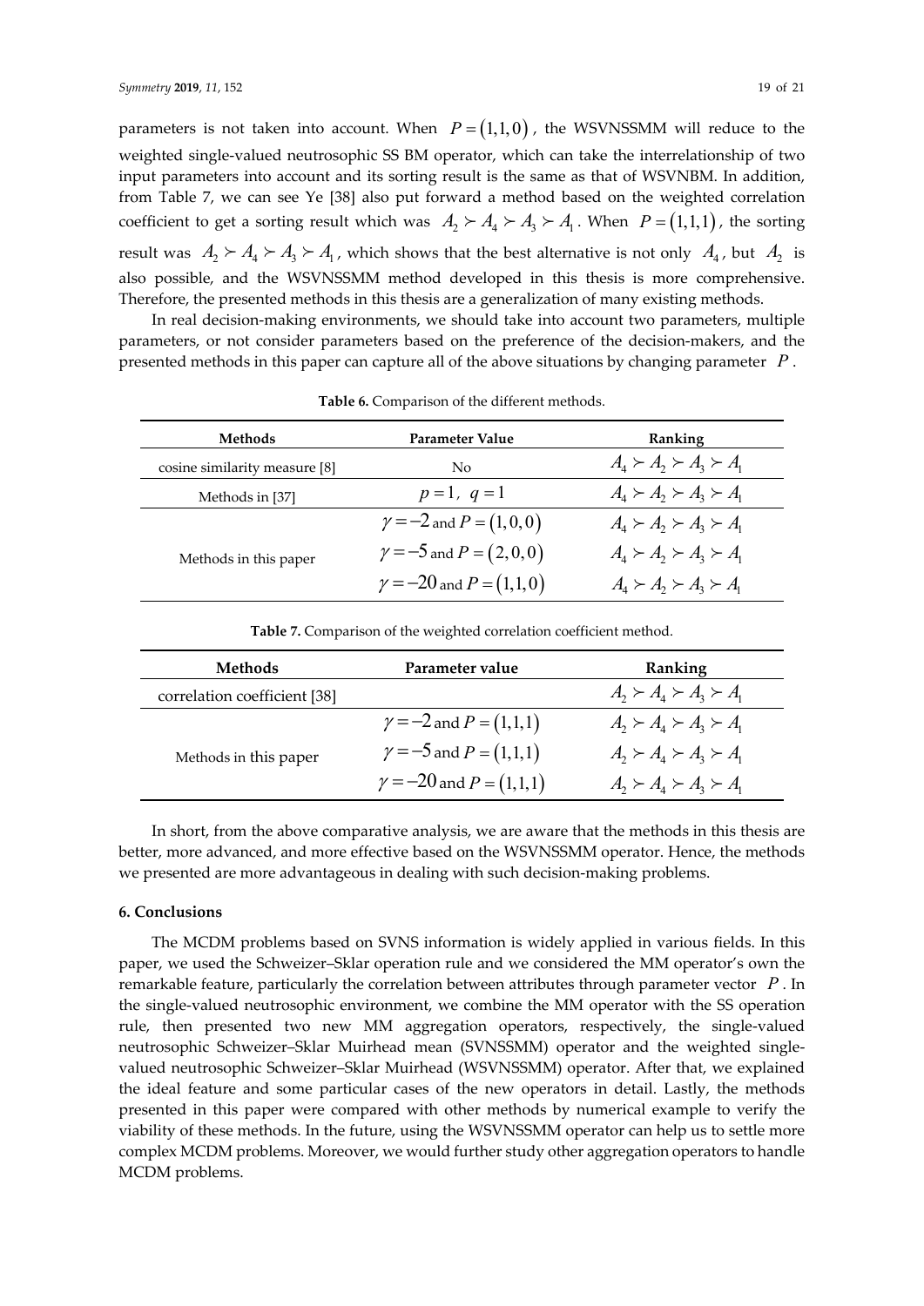parameters is not taken into account. When $P = (1,1,0)$, the WSVNSSMM will reduce to the weighted single-valued neutrosophic SS BM operator, which can take the interrelationship of two input parameters into account and its sorting result is the same as that of WSVNBM. In addition, from Table 7, we can see Ye [38] also put forward a method based on the weighted correlation coefficient to get a sorting result which was $A_2 \succ A_4 \succ A_3 \succ A_1$. When $P = (1,1,1)$, the sorting result was $A_2 \succ A_4 \succ A_3 \succ A_1$, which shows that the best alternative is not only $A_4$, but $A_2$ is also possible, and the WSVNSSMM method developed in this thesis is more comprehensive. Therefore, the presented methods in this thesis are a generalization of many existing methods.

In real decision-making environments, we should take into account two parameters, multiple parameters, or not consider parameters based on the preference of the decision-makers, and the presented methods in this paper can capture all of the above situations by changing parameter $P$.

**Table 6.** Comparison of the different methods.

| Methods | Parameter Value | Ranking |
|---|---|---|
| cosine similarity measure [8] | No | $A_4 \succ A_2 \succ A_3 \succ A_1$ |
| Methods in [37] | $p = 1,\ q = 1$ | $A_4 \succ A_2 \succ A_3 \succ A_1$ |
| Methods in this paper | $\gamma = -2$ and $P = (1,0,0)$ | $A_4 \succ A_2 \succ A_3 \succ A_1$ |
| | $\gamma = -5$ and $P = (2,0,0)$ | $A_4 \succ A_2 \succ A_3 \succ A_1$ |
| | $\gamma = -20$ and $P = (1,1,0)$ | $A_4 \succ A_2 \succ A_3 \succ A_1$ |

**Table 7.** Comparison of the weighted correlation coefficient method.

| Methods | Parameter value | Ranking |
|---|---|---|
| correlation coefficient [38] | | $A_2 \succ A_4 \succ A_3 \succ A_1$ |
| Methods in this paper | $\gamma = -2$ and $P = (1,1,1)$ | $A_2 \succ A_4 \succ A_3 \succ A_1$ |
| | $\gamma = -5$ and $P = (1,1,1)$ | $A_2 \succ A_4 \succ A_3 \succ A_1$ |
| | $\gamma = -20$ and $P = (1,1,1)$ | $A_2 \succ A_4 \succ A_3 \succ A_1$ |

In short, from the above comparative analysis, we are aware that the methods in this thesis are better, more advanced, and more effective based on the WSVNSSMM operator. Hence, the methods we presented are more advantageous in dealing with such decision-making problems.

## 6. Conclusions

The MCDM problems based on SVNS information is widely applied in various fields. In this paper, we used the Schweizer–Sklar operation rule and we considered the MM operator's own the remarkable feature, particularly the correlation between attributes through parameter vector $P$. In the single-valued neutrosophic environment, we combine the MM operator with the SS operation rule, then presented two new MM aggregation operators, respectively, the single-valued neutrosophic Schweizer–Sklar Muirhead mean (SVNSSMM) operator and the weighted single-valued neutrosophic Schweizer–Sklar Muirhead (WSVNSSMM) operator. After that, we explained the ideal feature and some particular cases of the new operators in detail. Lastly, the methods presented in this paper were compared with other methods by numerical example to verify the viability of these methods. In the future, using the WSVNSSMM operator can help us to settle more complex MCDM problems. Moreover, we would further study other aggregation operators to handle MCDM problems.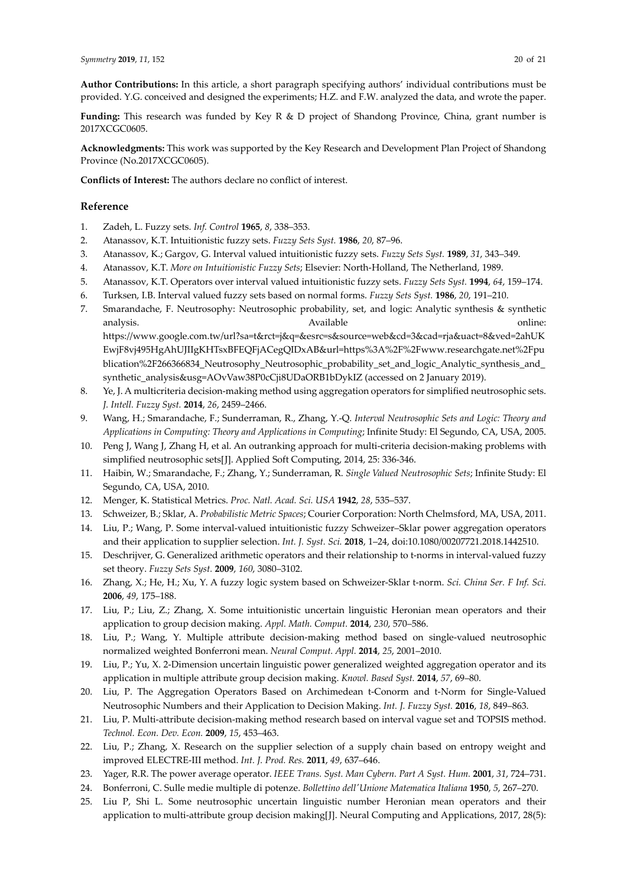**Author Contributions:** In this article, a short paragraph specifying authors' individual contributions must be provided. Y.G. conceived and designed the experiments; H.Z. and F.W. analyzed the data, and wrote the paper.

**Funding:** This research was funded by Key R & D project of Shandong Province, China, grant number is 2017XCGC0605.

**Acknowledgments:** This work was supported by the Key Research and Development Plan Project of Shandong Province (No.2017XCGC0605).

**Conflicts of Interest:** The authors declare no conflict of interest.

## Reference

1. Zadeh, L. Fuzzy sets. *Inf. Control* **1965**, *8*, 338–353.
2. Atanassov, K.T. Intuitionistic fuzzy sets. *Fuzzy Sets Syst.* **1986**, *20*, 87–96.
3. Atanassov, K.; Gargov, G. Interval valued intuitionistic fuzzy sets. *Fuzzy Sets Syst.* **1989**, *31*, 343–349.
4. Atanassov, K.T. *More on Intuitionistic Fuzzy Sets*; Elsevier: North-Holland, The Netherland, 1989.
5. Atanassov, K.T. Operators over interval valued intuitionistic fuzzy sets. *Fuzzy Sets Syst.* **1994**, *64*, 159–174.
6. Turksen, I.B. Interval valued fuzzy sets based on normal forms. *Fuzzy Sets Syst.* **1986**, *20*, 191–210.
7. Smarandache, F. Neutrosophy: Neutrosophic probability, set, and logic: Analytic synthesis & synthetic analysis. Available online: https://www.google.com.tw/url?sa=t&rct=j&q=&esrc=s&source=web&cd=3&cad=rja&uact=8&ved=2ahUKEwjF8vj495HgAhUJIIgKHTsxBFEQFjACegQIDxAB&url=https%3A%2F%2Fwww.researchgate.net%2Fpublication%2F266366834_Neutrosophy_Neutrosophic_probability_set_and_logic_Analytic_synthesis_and_synthetic_analysis&usg=AOvVaw38P0cCji8UDaORB1bDykIZ (accessed on 2 January 2019).
8. Ye, J. A multicriteria decision-making method using aggregation operators for simplified neutrosophic sets. *J. Intell. Fuzzy Syst.* **2014**, *26*, 2459–2466.
9. Wang, H.; Smarandache, F.; Sunderraman, R., Zhang, Y.-Q. *Interval Neutrosophic Sets and Logic: Theory and Applications in Computing: Theory and Applications in Computing*; Infinite Study: El Segundo, CA, USA, 2005.
10. Peng J, Wang J, Zhang H, et al. An outranking approach for multi-criteria decision-making problems with simplified neutrosophic sets[J]. Applied Soft Computing, 2014, 25: 336-346.
11. Haibin, W.; Smarandache, F.; Zhang, Y.; Sunderraman, R. *Single Valued Neutrosophic Sets*; Infinite Study: El Segundo, CA, USA, 2010.
12. Menger, K. Statistical Metrics. *Proc. Natl. Acad. Sci. USA* **1942**, *28*, 535–537.
13. Schweizer, B.; Sklar, A. *Probabilistic Metric Spaces*; Courier Corporation: North Chelmsford, MA, USA, 2011.
14. Liu, P.; Wang, P. Some interval-valued intuitionistic fuzzy Schweizer–Sklar power aggregation operators and their application to supplier selection. *Int. J. Syst. Sci.* **2018**, 1–24, doi:10.1080/00207721.2018.1442510.
15. Deschrijver, G. Generalized arithmetic operators and their relationship to t-norms in interval-valued fuzzy set theory. *Fuzzy Sets Syst.* **2009**, *160*, 3080–3102.
16. Zhang, X.; He, H.; Xu, Y. A fuzzy logic system based on Schweizer-Sklar t-norm. *Sci. China Ser. F Inf. Sci.* **2006**, *49*, 175–188.
17. Liu, P.; Liu, Z.; Zhang, X. Some intuitionistic uncertain linguistic Heronian mean operators and their application to group decision making. *Appl. Math. Comput.* **2014**, *230*, 570–586.
18. Liu, P.; Wang, Y. Multiple attribute decision-making method based on single-valued neutrosophic normalized weighted Bonferroni mean. *Neural Comput. Appl.* **2014**, *25*, 2001–2010.
19. Liu, P.; Yu, X. 2-Dimension uncertain linguistic power generalized weighted aggregation operator and its application in multiple attribute group decision making. *Knowl. Based Syst.* **2014**, *57*, 69–80.
20. Liu, P. The Aggregation Operators Based on Archimedean t-Conorm and t-Norm for Single-Valued Neutrosophic Numbers and their Application to Decision Making. *Int. J. Fuzzy Syst.* **2016**, *18*, 849–863.
21. Liu, P. Multi-attribute decision-making method research based on interval vague set and TOPSIS method. *Technol. Econ. Dev. Econ.* **2009**, *15*, 453–463.
22. Liu, P.; Zhang, X. Research on the supplier selection of a supply chain based on entropy weight and improved ELECTRE-III method. *Int. J. Prod. Res.* **2011**, *49*, 637–646.
23. Yager, R.R. The power average operator. *IEEE Trans. Syst. Man Cybern. Part A Syst. Hum.* **2001**, *31*, 724–731.
24. Bonferroni, C. Sulle medie multiple di potenze. *Bollettino dell'Unione Matematica Italiana* **1950**, *5*, 267–270.
25. Liu P, Shi L. Some neutrosophic uncertain linguistic number Heronian mean operators and their application to multi-attribute group decision making[J]. Neural Computing and Applications, 2017, 28(5):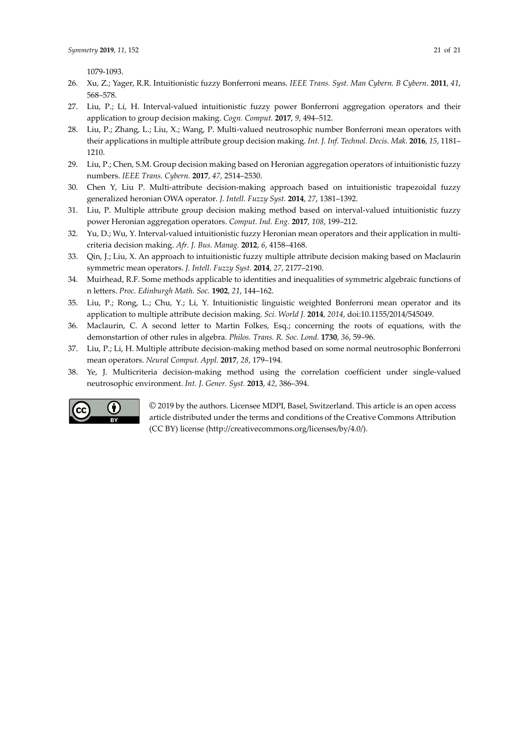1079-1093.

26. Xu, Z.; Yager, R.R. Intuitionistic fuzzy Bonferroni means. *IEEE Trans. Syst. Man Cybern. B Cybern*. **2011**, *41*, 568–578.
27. Liu, P.; Li, H. Interval-valued intuitionistic fuzzy power Bonferroni aggregation operators and their application to group decision making. *Cogn. Comput.* **2017**, *9*, 494–512.
28. Liu, P.; Zhang, L.; Liu, X.; Wang, P. Multi-valued neutrosophic number Bonferroni mean operators with their applications in multiple attribute group decision making. *Int. J. Inf. Technol. Decis. Mak.* **2016**, *15*, 1181–1210.
29. Liu, P.; Chen, S.M. Group decision making based on Heronian aggregation operators of intuitionistic fuzzy numbers. *IEEE Trans. Cybern.* **2017**, *47*, 2514–2530.
30. Chen Y, Liu P. Multi-attribute decision-making approach based on intuitionistic trapezoidal fuzzy generalized heronian OWA operator. *J. Intell. Fuzzy Syst.* **2014**, *27*, 1381–1392.
31. Liu, P. Multiple attribute group decision making method based on interval-valued intuitionistic fuzzy power Heronian aggregation operators. *Comput. Ind. Eng.* **2017**, *108*, 199–212.
32. Yu, D.; Wu, Y. Interval-valued intuitionistic fuzzy Heronian mean operators and their application in multi-criteria decision making. *Afr. J. Bus. Manag.* **2012**, *6*, 4158–4168.
33. Qin, J.; Liu, X. An approach to intuitionistic fuzzy multiple attribute decision making based on Maclaurin symmetric mean operators. *J. Intell. Fuzzy Syst.* **2014**, *27*, 2177–2190.
34. Muirhead, R.F. Some methods applicable to identities and inequalities of symmetric algebraic functions of n letters. *Proc. Edinburgh Math. Soc.* **1902**, *21*, 144–162.
35. Liu, P.; Rong, L.; Chu, Y.; Li, Y. Intuitionistic linguistic weighted Bonferroni mean operator and its application to multiple attribute decision making. *Sci. World J.* **2014**, *2014*, doi:10.1155/2014/545049.
36. Maclaurin, C. A second letter to Martin Folkes, Esq.; concerning the roots of equations, with the demonstartion of other rules in algebra. *Philos. Trans. R. Soc. Lond.* **1730**, *36*, 59–96.
37. Liu, P.; Li, H. Multiple attribute decision-making method based on some normal neutrosophic Bonferroni mean operators. *Neural Comput. Appl.* **2017**, *28*, 179–194.
38. Ye, J. Multicriteria decision-making method using the correlation coefficient under single-valued neutrosophic environment. *Int. J. Gener. Syst.* **2013**, *42*, 386–394.

© 2019 by the authors. Licensee MDPI, Basel, Switzerland. This article is an open access article distributed under the terms and conditions of the Creative Commons Attribution (CC BY) license (http://creativecommons.org/licenses/by/4.0/).